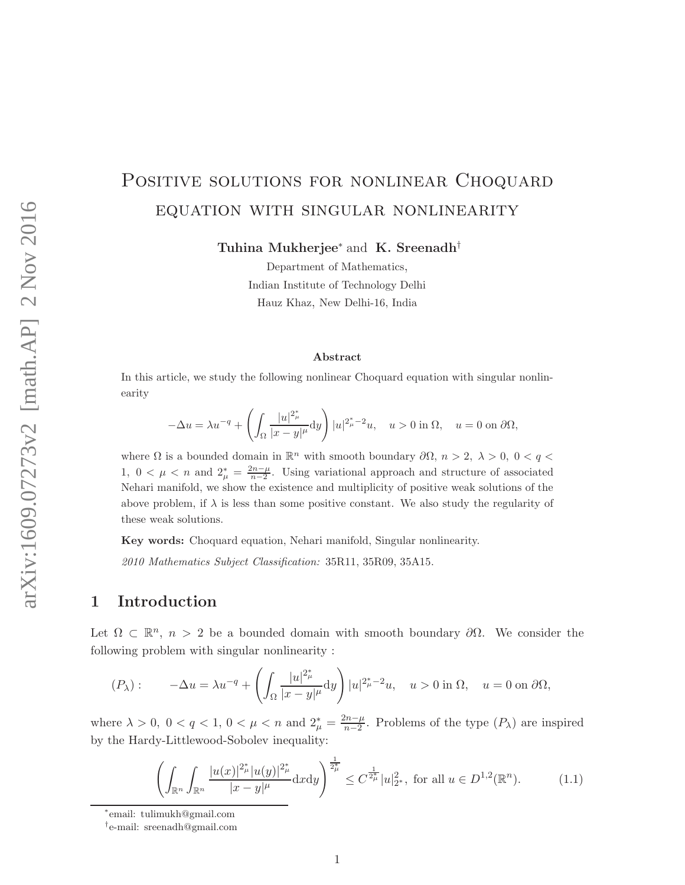# Positive solutions for nonlinear Choquard equation with singular nonlinearity

**Tuhina Mukherjee**[*] and **K. Sreenadh**[†]

Department of Mathematics,
Indian Institute of Technology Delhi
Hauz Khaz, New Delhi-16, India

### Abstract

In this article, we study the following nonlinear Choquard equation with singular nonlinearity

$$-\Delta u = \lambda u^{-q} + \left(\int_\Omega \frac{|u|^{2^*_\mu}}{|x-y|^\mu}\mathrm{d}y\right)|u|^{2^*_\mu-2}u, \quad u>0 \text{ in } \Omega, \quad u=0 \text{ on } \partial\Omega,$$

where $\Omega$ is a bounded domain in $\mathbb{R}^n$ with smooth boundary $\partial\Omega$, $n>2$, $\lambda>0$, $0<q<1$, $0<\mu<n$ and $2^*_\mu = \frac{2n-\mu}{n-2}$. Using variational approach and structure of associated Nehari manifold, we show the existence and multiplicity of positive weak solutions of the above problem, if $\lambda$ is less than some positive constant. We also study the regularity of these weak solutions.

**Key words:** Choquard equation, Nehari manifold, Singular nonlinearity.

*2010 Mathematics Subject Classification:* 35R11, 35R09, 35A15.

## 1 Introduction

Let $\Omega \subset \mathbb{R}^n$, $n>2$ be a bounded domain with smooth boundary $\partial\Omega$. We consider the following problem with singular nonlinearity :

$$(P_\lambda): \qquad -\Delta u = \lambda u^{-q} + \left(\int_\Omega \frac{|u|^{2^*_\mu}}{|x-y|^\mu}\mathrm{d}y\right)|u|^{2^*_\mu-2}u, \quad u>0 \text{ in } \Omega, \quad u=0 \text{ on } \partial\Omega,$$

where $\lambda>0$, $0<q<1$, $0<\mu<n$ and $2^*_\mu = \frac{2n-\mu}{n-2}$. Problems of the type $(P_\lambda)$ are inspired by the Hardy-Littlewood-Sobolev inequality:

$$\left(\int_{\mathbb{R}^n}\int_{\mathbb{R}^n} \frac{|u(x)|^{2^*_\mu}|u(y)|^{2^*_\mu}}{|x-y|^\mu}\mathrm{d}x\mathrm{d}y\right)^{\frac{1}{2^*_\mu}} \leq C^{\frac{1}{2^*_\mu}}|u|^2_{2^*}, \text{ for all } u \in D^{1,2}(\mathbb{R}^n). \tag{1.1}$$

---

[*] email: tulimukh@gmail.com

[†] e-mail: sreenadh@gmail.com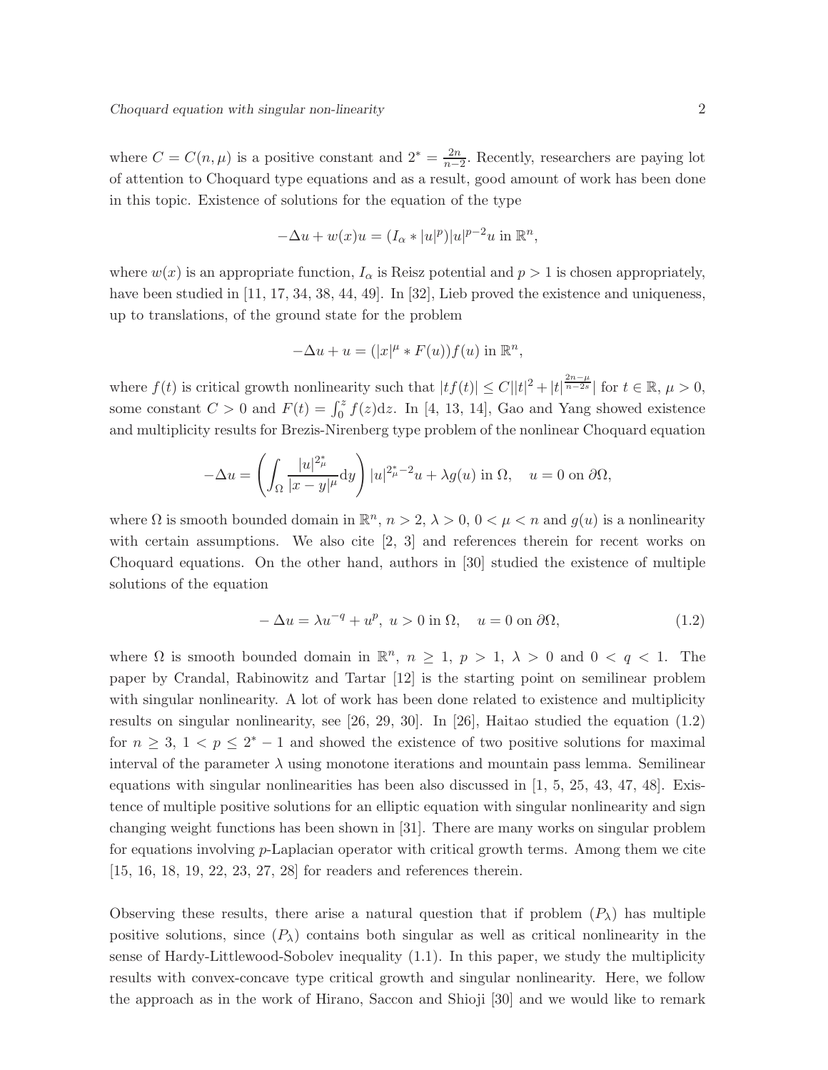where $C = C(n, \mu)$ is a positive constant and $2^* = \frac{2n}{n-2}$. Recently, researchers are paying lot of attention to Choquard type equations and as a result, good amount of work has been done in this topic. Existence of solutions for the equation of the type

$$-\Delta u + w(x)u = (I_\alpha * |u|^p)|u|^{p-2}u \text{ in } \mathbb{R}^n,$$

where $w(x)$ is an appropriate function, $I_\alpha$ is Reisz potential and $p > 1$ is chosen appropriately, have been studied in [11, 17, 34, 38, 44, 49]. In [32], Lieb proved the existence and uniqueness, up to translations, of the ground state for the problem

$$-\Delta u + u = (|x|^\mu * F(u))f(u) \text{ in } \mathbb{R}^n,$$

where $f(t)$ is critical growth nonlinearity such that $|tf(t)| \leq C||t|^2 + |t|^{\frac{2n-\mu}{n-2s}}|$ for $t \in \mathbb{R}$, $\mu > 0$, some constant $C > 0$ and $F(t) = \int_0^z f(z)\mathrm{d}z$. In [4, 13, 14], Gao and Yang showed existence and multiplicity results for Brezis-Nirenberg type problem of the nonlinear Choquard equation

$$-\Delta u = \left( \int_\Omega \frac{|u|^{2^*_\mu}}{|x-y|^\mu} \mathrm{d}y \right) |u|^{2^*_\mu - 2}u + \lambda g(u) \text{ in } \Omega, \quad u = 0 \text{ on } \partial\Omega,$$

where $\Omega$ is smooth bounded domain in $\mathbb{R}^n$, $n > 2$, $\lambda > 0$, $0 < \mu < n$ and $g(u)$ is a nonlinearity with certain assumptions. We also cite [2, 3] and references therein for recent works on Choquard equations. On the other hand, authors in [30] studied the existence of multiple solutions of the equation

$$-\Delta u = \lambda u^{-q} + u^p, \; u > 0 \text{ in } \Omega, \quad u = 0 \text{ on } \partial\Omega, \tag{1.2}$$

where $\Omega$ is smooth bounded domain in $\mathbb{R}^n$, $n \geq 1$, $p > 1$, $\lambda > 0$ and $0 < q < 1$. The paper by Crandal, Rabinowitz and Tartar [12] is the starting point on semilinear problem with singular nonlinearity. A lot of work has been done related to existence and multiplicity results on singular nonlinearity, see [26, 29, 30]. In [26], Haitao studied the equation (1.2) for $n \geq 3$, $1 < p \leq 2^* - 1$ and showed the existence of two positive solutions for maximal interval of the parameter $\lambda$ using monotone iterations and mountain pass lemma. Semilinear equations with singular nonlinearities has been also discussed in [1, 5, 25, 43, 47, 48]. Existence of multiple positive solutions for an elliptic equation with singular nonlinearity and sign changing weight functions has been shown in [31]. There are many works on singular problem for equations involving $p$-Laplacian operator with critical growth terms. Among them we cite [15, 16, 18, 19, 22, 23, 27, 28] for readers and references therein.

Observing these results, there arise a natural question that if problem $(P_\lambda)$ has multiple positive solutions, since $(P_\lambda)$ contains both singular as well as critical nonlinearity in the sense of Hardy-Littlewood-Sobolev inequality (1.1). In this paper, we study the multiplicity results with convex-concave type critical growth and singular nonlinearity. Here, we follow the approach as in the work of Hirano, Saccon and Shioji [30] and we would like to remark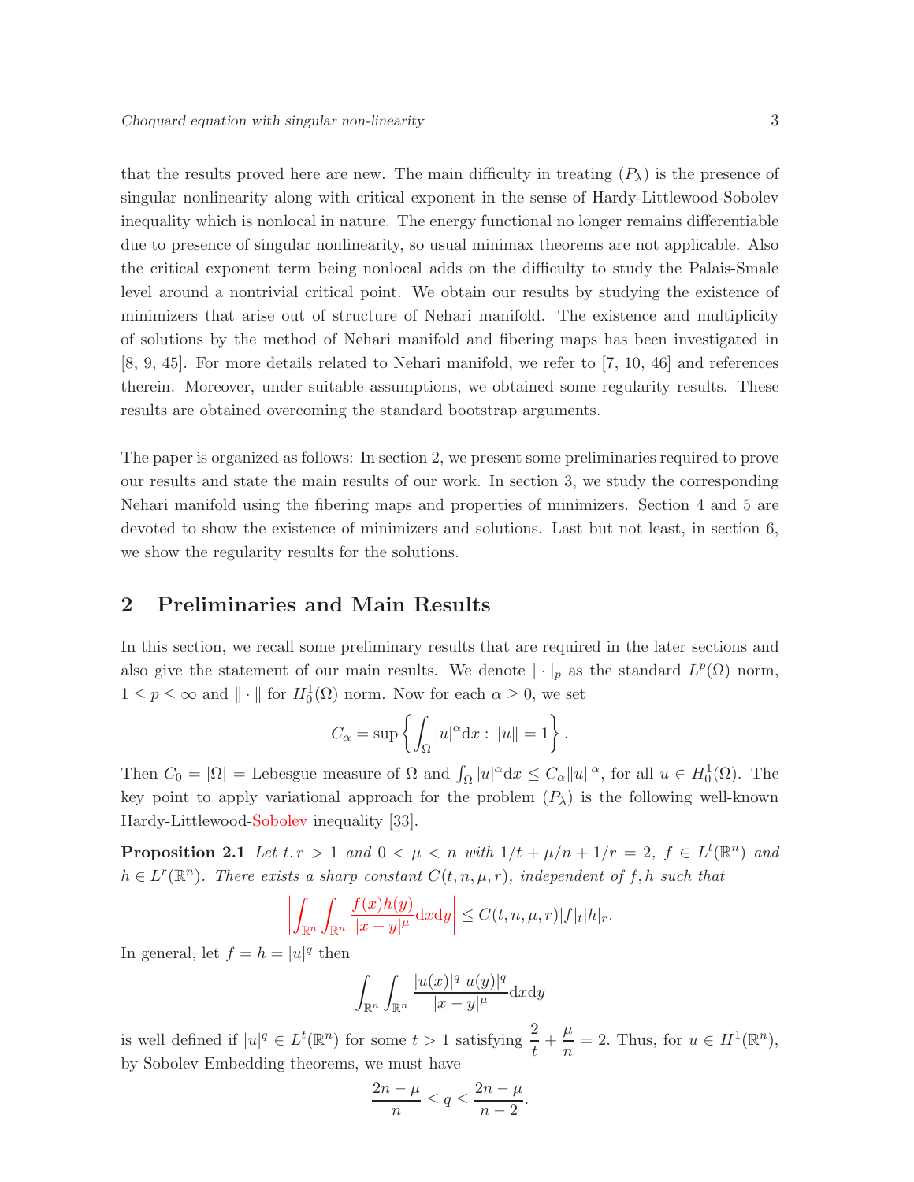that the results proved here are new. The main difficulty in treating $(P_\lambda)$ is the presence of singular nonlinearity along with critical exponent in the sense of Hardy-Littlewood-Sobolev inequality which is nonlocal in nature. The energy functional no longer remains differentiable due to presence of singular nonlinearity, so usual minimax theorems are not applicable. Also the critical exponent term being nonlocal adds on the difficulty to study the Palais-Smale level around a nontrivial critical point. We obtain our results by studying the existence of minimizers that arise out of structure of Nehari manifold. The existence and multiplicity of solutions by the method of Nehari manifold and fibering maps has been investigated in [8, 9, 45]. For more details related to Nehari manifold, we refer to [7, 10, 46] and references therein. Moreover, under suitable assumptions, we obtained some regularity results. These results are obtained overcoming the standard bootstrap arguments.

The paper is organized as follows: In section 2, we present some preliminaries required to prove our results and state the main results of our work. In section 3, we study the corresponding Nehari manifold using the fibering maps and properties of minimizers. Section 4 and 5 are devoted to show the existence of minimizers and solutions. Last but not least, in section 6, we show the regularity results for the solutions.

## 2 Preliminaries and Main Results

In this section, we recall some preliminary results that are required in the later sections and also give the statement of our main results. We denote $|\cdot|_p$ as the standard $L^p(\Omega)$ norm, $1 \leq p \leq \infty$ and $\|\cdot\|$ for $H_0^1(\Omega)$ norm. Now for each $\alpha \geq 0$, we set

$$C_\alpha = \sup\left\{ \int_\Omega |u|^\alpha \mathrm{d}x : \|u\| = 1 \right\}.$$

Then $C_0 = |\Omega| =$ Lebesgue measure of $\Omega$ and $\int_\Omega |u|^\alpha \mathrm{d}x \leq C_\alpha \|u\|^\alpha$, for all $u \in H_0^1(\Omega)$. The key point to apply variational approach for the problem $(P_\lambda)$ is the following well-known Hardy-Littlewood-Sobolev inequality [33].

**Proposition 2.1** *Let $t, r > 1$ and $0 < \mu < n$ with $1/t + \mu/n + 1/r = 2$, $f \in L^t(\mathbb{R}^n)$ and $h \in L^r(\mathbb{R}^n)$. There exists a sharp constant $C(t, n, \mu, r)$, independent of $f, h$ such that*

$$\left| \int_{\mathbb{R}^n} \int_{\mathbb{R}^n} \frac{f(x)h(y)}{|x-y|^\mu} \mathrm{d}x\mathrm{d}y \right| \leq C(t, n, \mu, r) |f|_t |h|_r.$$

In general, let $f = h = |u|^q$ then

$$\int_{\mathbb{R}^n} \int_{\mathbb{R}^n} \frac{|u(x)|^q |u(y)|^q}{|x-y|^\mu} \mathrm{d}x\mathrm{d}y$$

is well defined if $|u|^q \in L^t(\mathbb{R}^n)$ for some $t > 1$ satisfying $\dfrac{2}{t} + \dfrac{\mu}{n} = 2$. Thus, for $u \in H^1(\mathbb{R}^n)$, by Sobolev Embedding theorems, we must have

$$\frac{2n-\mu}{n} \leq q \leq \frac{2n-\mu}{n-2}.$$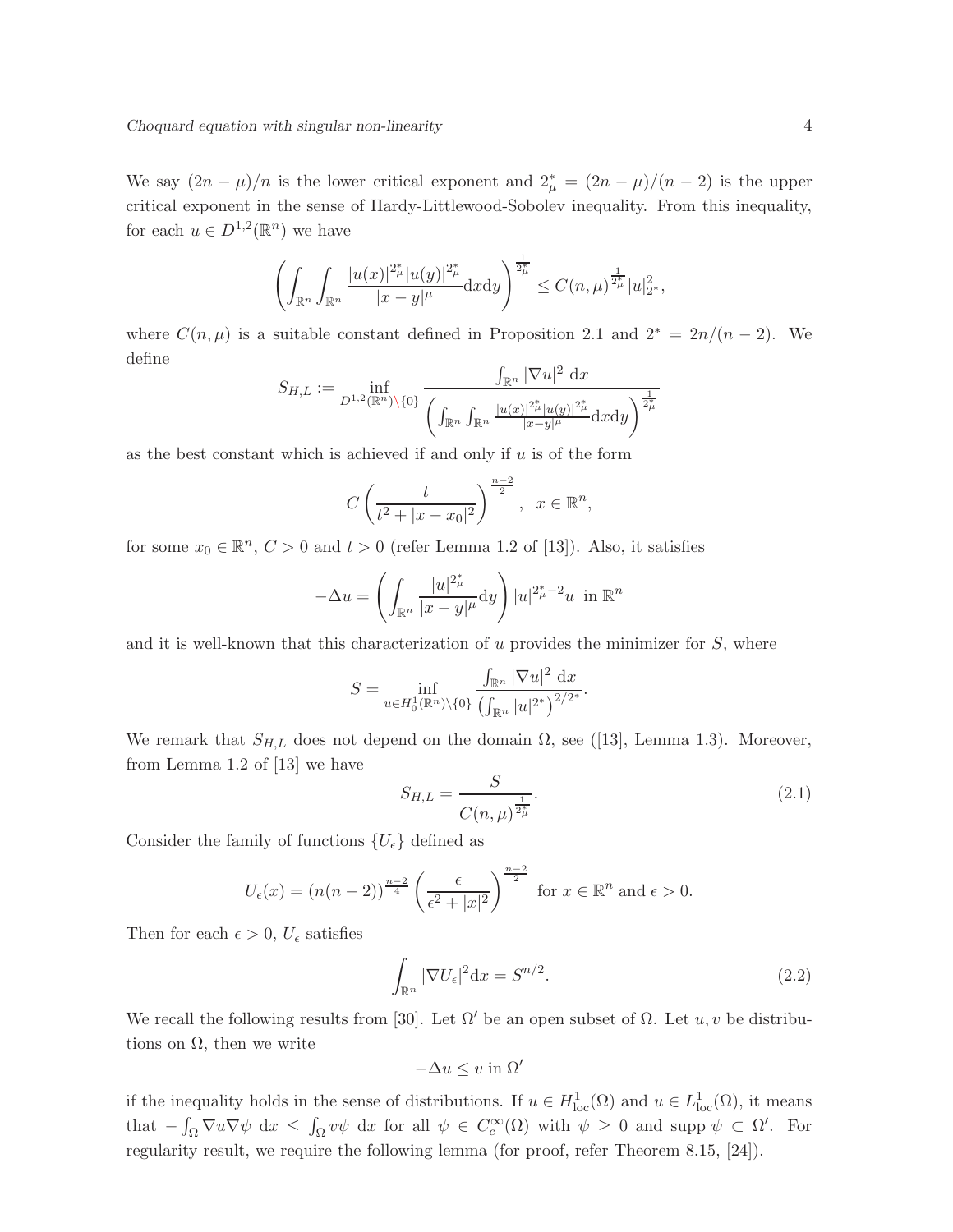We say $(2n-\mu)/n$ is the lower critical exponent and $2^*_\mu = (2n-\mu)/(n-2)$ is the upper critical exponent in the sense of Hardy-Littlewood-Sobolev inequality. From this inequality, for each $u \in D^{1,2}(\mathbb{R}^n)$ we have

$$\left( \int_{\mathbb{R}^n} \int_{\mathbb{R}^n} \frac{|u(x)|^{2^*_\mu} |u(y)|^{2^*_\mu}}{|x-y|^\mu} \mathrm{d}x\mathrm{d}y \right)^{\frac{1}{2^*_\mu}} \leq C(n,\mu)^{\frac{1}{2^*_\mu}} |u|^2_{2^*},$$

where $C(n,\mu)$ is a suitable constant defined in Proposition 2.1 and $2^* = 2n/(n-2)$. We define

$$S_{H,L} := \inf_{D^{1,2}(\mathbb{R}^n)\setminus\{0\}} \frac{\int_{\mathbb{R}^n} |\nabla u|^2 \ \mathrm{d}x}{\left( \int_{\mathbb{R}^n} \int_{\mathbb{R}^n} \frac{|u(x)|^{2^*_\mu} |u(y)|^{2^*_\mu}}{|x-y|^\mu} \mathrm{d}x\mathrm{d}y \right)^{\frac{1}{2^*_\mu}}}$$

as the best constant which is achieved if and only if $u$ is of the form

$$C \left( \frac{t}{t^2 + |x-x_0|^2} \right)^{\frac{n-2}{2}}, \ \ x \in \mathbb{R}^n,$$

for some $x_0 \in \mathbb{R}^n$, $C > 0$ and $t > 0$ (refer Lemma 1.2 of [13]). Also, it satisfies

$$-\Delta u = \left( \int_{\mathbb{R}^n} \frac{|u|^{2^*_\mu}}{|x-y|^\mu} \mathrm{d}y \right) |u|^{2^*_\mu - 2} u \ \text{ in } \mathbb{R}^n$$

and it is well-known that this characterization of $u$ provides the minimizer for $S$, where

$$S = \inf_{u \in H^1_0(\mathbb{R}^n)\setminus\{0\}} \frac{\int_{\mathbb{R}^n} |\nabla u|^2 \ \mathrm{d}x}{\left( \int_{\mathbb{R}^n} |u|^{2^*} \right)^{2/2^*}}.$$

We remark that $S_{H,L}$ does not depend on the domain $\Omega$, see ([13], Lemma 1.3). Moreover, from Lemma 1.2 of [13] we have

$$S_{H,L} = \frac{S}{C(n,\mu)^{\frac{1}{2^*_\mu}}}. \tag{2.1}$$

Consider the family of functions $\{U_\epsilon\}$ defined as

$$U_\epsilon(x) = (n(n-2))^{\frac{n-2}{4}} \left( \frac{\epsilon}{\epsilon^2 + |x|^2} \right)^{\frac{n-2}{2}} \ \text{ for } x \in \mathbb{R}^n \text{ and } \epsilon > 0.$$

Then for each $\epsilon > 0$, $U_\epsilon$ satisfies

$$\int_{\mathbb{R}^n} |\nabla U_\epsilon|^2 \mathrm{d}x = S^{n/2}. \tag{2.2}$$

We recall the following results from [30]. Let $\Omega'$ be an open subset of $\Omega$. Let $u, v$ be distributions on $\Omega$, then we write

$$-\Delta u \leq v \text{ in } \Omega'$$

if the inequality holds in the sense of distributions. If $u \in H^1_{\mathrm{loc}}(\Omega)$ and $u \in L^1_{\mathrm{loc}}(\Omega)$, it means that $-\int_\Omega \nabla u \nabla \psi \ \mathrm{d}x \leq \int_\Omega v\psi \ \mathrm{d}x$ for all $\psi \in C^\infty_c(\Omega)$ with $\psi \geq 0$ and supp $\psi \subset \Omega'$. For regularity result, we require the following lemma (for proof, refer Theorem 8.15, [24]).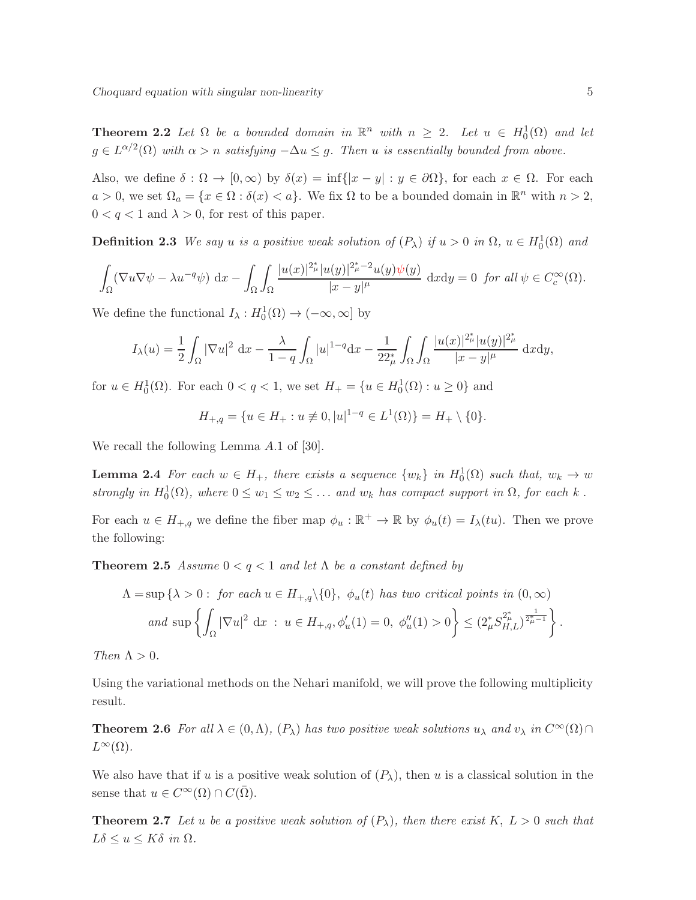**Theorem 2.2** *Let $\Omega$ be a bounded domain in $\mathbb{R}^n$ with $n \geq 2$. Let $u \in H_0^1(\Omega)$ and let $g \in L^{\alpha/2}(\Omega)$ with $\alpha > n$ satisfying $-\Delta u \leq g$. Then $u$ is essentially bounded from above.*

Also, we define $\delta : \Omega \to [0, \infty)$ by $\delta(x) = \inf\{|x - y| : y \in \partial\Omega\}$, for each $x \in \Omega$. For each $a > 0$, we set $\Omega_a = \{x \in \Omega : \delta(x) < a\}$. We fix $\Omega$ to be a bounded domain in $\mathbb{R}^n$ with $n > 2$, $0 < q < 1$ and $\lambda > 0$, for rest of this paper.

**Definition 2.3** *We say $u$ is a positive weak solution of $(P_\lambda)$ if $u > 0$ in $\Omega$, $u \in H_0^1(\Omega)$ and*

$$\int_\Omega (\nabla u \nabla \psi - \lambda u^{-q} \psi) \, \mathrm{d}x - \int_\Omega \int_\Omega \frac{|u(x)|^{2^*_\mu} |u(y)|^{2^*_\mu - 2} u(y) \psi(y)}{|x - y|^\mu} \, \mathrm{d}x\mathrm{d}y = 0 \ \text{for all}\ \psi \in C_c^\infty(\Omega).$$

We define the functional $I_\lambda : H_0^1(\Omega) \to (-\infty, \infty]$ by

$$I_\lambda(u) = \frac{1}{2} \int_\Omega |\nabla u|^2 \, \mathrm{d}x - \frac{\lambda}{1 - q} \int_\Omega |u|^{1-q} \mathrm{d}x - \frac{1}{22^*_\mu} \int_\Omega \int_\Omega \frac{|u(x)|^{2^*_\mu} |u(y)|^{2^*_\mu}}{|x - y|^\mu} \, \mathrm{d}x\mathrm{d}y,$$

for $u \in H_0^1(\Omega)$. For each $0 < q < 1$, we set $H_+ = \{u \in H_0^1(\Omega) : u \geq 0\}$ and

$$H_{+,q} = \{u \in H_+ : u \not\equiv 0, |u|^{1-q} \in L^1(\Omega)\} = H_+ \setminus \{0\}.$$

We recall the following Lemma $A.1$ of [30].

**Lemma 2.4** *For each $w \in H_+$, there exists a sequence $\{w_k\}$ in $H_0^1(\Omega)$ such that, $w_k \to w$ strongly in $H_0^1(\Omega)$, where $0 \leq w_1 \leq w_2 \leq \ldots$ and $w_k$ has compact support in $\Omega$, for each $k$ .*

For each $u \in H_{+,q}$ we define the fiber map $\phi_u : \mathbb{R}^+ \to \mathbb{R}$ by $\phi_u(t) = I_\lambda(tu)$. Then we prove the following:

**Theorem 2.5** *Assume $0 < q < 1$ and let $\Lambda$ be a constant defined by*

$$\begin{aligned}\Lambda = \sup \Big\{\lambda > 0 :\ & \text{for each}\, u \in H_{+,q} \backslash \{0\},\ \phi_u(t) \text{ has two critical points in } (0, \infty) \\ & \text{and } \sup \left\{ \int_\Omega |\nabla u|^2 \, \mathrm{d}x \ : \ u \in H_{+,q}, \phi_u'(1) = 0,\ \phi_u''(1) > 0 \right\} \leq (2^*_\mu S_{H,L}^{2^*_\mu})^{\frac{1}{2^*_\mu - 1}} \Big\}.\end{aligned}$$

*Then $\Lambda > 0$.*

Using the variational methods on the Nehari manifold, we will prove the following multiplicity result.

**Theorem 2.6** *For all $\lambda \in (0, \Lambda)$, $(P_\lambda)$ has two positive weak solutions $u_\lambda$ and $v_\lambda$ in $C^\infty(\Omega) \cap L^\infty(\Omega)$.*

We also have that if $u$ is a positive weak solution of $(P_\lambda)$, then $u$ is a classical solution in the sense that $u \in C^\infty(\Omega) \cap C(\bar{\Omega})$.

**Theorem 2.7** *Let $u$ be a positive weak solution of $(P_\lambda)$, then there exist $K,\ L > 0$ such that $L\delta \leq u \leq K\delta$ in $\Omega$.*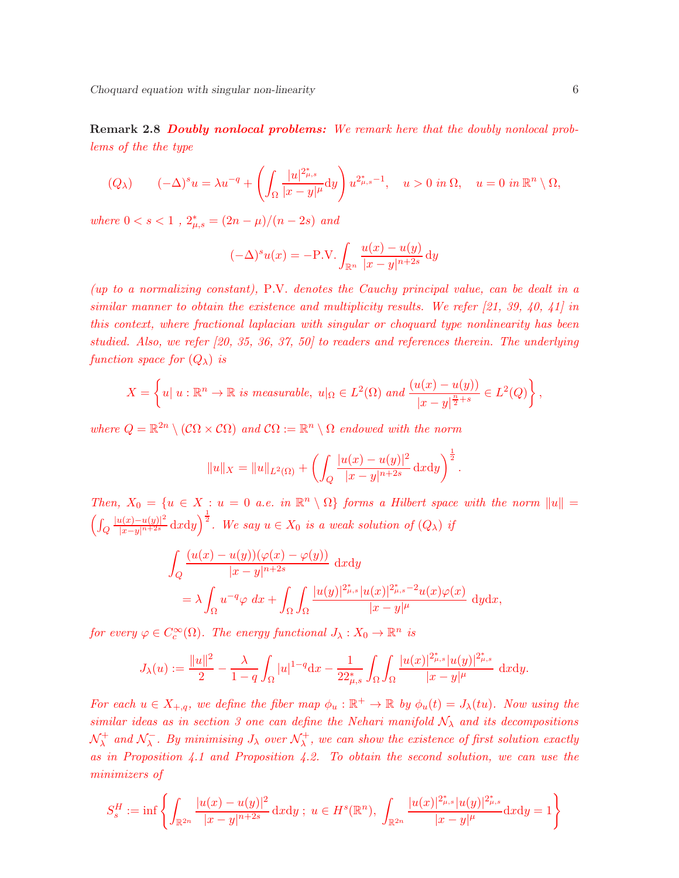**Remark 2.8** ***Doubly nonlocal problems:*** *We remark here that the doubly nonlocal problems of the the type*

$$(Q_\lambda) \qquad (-\Delta)^s u = \lambda u^{-q} + \left(\int_\Omega \frac{|u|^{2^*_{\mu,s}}}{|x-y|^\mu}\mathrm{d}y\right) u^{2^*_{\mu,s}-1}, \quad u>0 \text{ in } \Omega, \quad u = 0 \text{ in } \mathbb{R}^n \setminus \Omega,$$

*where* $0<s<1$ , $2^*_{\mu,s} = (2n-\mu)/(n-2s)$ *and*

$$(-\Delta)^s u(x) = -\text{P.V.} \int_{\mathbb{R}^n} \frac{u(x)-u(y)}{|x-y|^{n+2s}}\,\mathrm{d}y$$

*(up to a normalizing constant),* P.V. *denotes the Cauchy principal value, can be dealt in a similar manner to obtain the existence and multiplicity results. We refer [21, 39, 40, 41] in this context, where fractional laplacian with singular or choquard type nonlinearity has been studied. Also, we refer [20, 35, 36, 37, 50] to readers and references therein. The underlying function space for* $(Q_\lambda)$ *is*

$$X = \left\{ u |\; u : \mathbb{R}^n \to \mathbb{R} \text{ is measurable, } u|_\Omega \in L^2(\Omega) \text{ and } \frac{(u(x)-u(y))}{|x-y|^{\frac{n}{2}+s}} \in L^2(Q) \right\},$$

*where* $Q = \mathbb{R}^{2n} \setminus (\mathcal{C}\Omega \times \mathcal{C}\Omega)$ *and* $\mathcal{C}\Omega := \mathbb{R}^n \setminus \Omega$ *endowed with the norm*

$$\|u\|_X = \|u\|_{L^2(\Omega)} + \left(\int_Q \frac{|u(x)-u(y)|^2}{|x-y|^{n+2s}}\,\mathrm{d}x\mathrm{d}y\right)^{\frac{1}{2}}.$$

*Then,* $X_0 = \{u \in X : u = 0 \text{ a.e. in } \mathbb{R}^n \setminus \Omega\}$ *forms a Hilbert space with the norm* $\|u\| = \left(\int_Q \frac{|u(x)-u(y)|^2}{|x-y|^{n+2s}}\,\mathrm{d}x\mathrm{d}y\right)^{\frac{1}{2}}$. *We say* $u \in X_0$ *is a weak solution of* $(Q_\lambda)$ *if*

$$\begin{aligned}
&\int_Q \frac{(u(x)-u(y))(\varphi(x)-\varphi(y))}{|x-y|^{n+2s}}\;\mathrm{d}x\mathrm{d}y \\
&\quad = \lambda \int_\Omega u^{-q}\varphi\; dx + \int_\Omega\int_\Omega \frac{|u(y)|^{2^*_{\mu,s}}|u(x)|^{2^*_{\mu,s}-2}u(x)\varphi(x)}{|x-y|^\mu}\;\mathrm{d}y\mathrm{d}x,
\end{aligned}$$

*for every* $\varphi \in C_c^\infty(\Omega)$. *The energy functional* $J_\lambda : X_0 \to \mathbb{R}^n$ *is*

$$J_\lambda(u) := \frac{\|u\|^2}{2} - \frac{\lambda}{1-q}\int_\Omega |u|^{1-q}\mathrm{d}x - \frac{1}{22^*_{\mu,s}}\int_\Omega\int_\Omega \frac{|u(x)|^{2^*_{\mu,s}}|u(y)|^{2^*_{\mu,s}}}{|x-y|^\mu}\;\mathrm{d}x\mathrm{d}y.$$

*For each* $u \in X_{+,q}$, *we define the fiber map* $\phi_u : \mathbb{R}^+ \to \mathbb{R}$ *by* $\phi_u(t) = J_\lambda(tu)$. *Now using the similar ideas as in section 3 one can define the Nehari manifold* $\mathcal{N}_\lambda$ *and its decompositions* $\mathcal{N}_\lambda^+$ *and* $\mathcal{N}_\lambda^-$. *By minimising* $J_\lambda$ *over* $\mathcal{N}_\lambda^+$, *we can show the existence of first solution exactly as in Proposition 4.1 and Proposition 4.2. To obtain the second solution, we can use the minimizers of*

$$S_s^H := \inf\left\{ \int_{\mathbb{R}^{2n}} \frac{|u(x)-u(y)|^2}{|x-y|^{n+2s}}\,\mathrm{d}x\mathrm{d}y \;;\; u \in H^s(\mathbb{R}^n),\; \int_{\mathbb{R}^{2n}} \frac{|u(x)|^{2^*_{\mu,s}}|u(y)|^{2^*_{\mu,s}}}{|x-y|^\mu}\mathrm{d}x\mathrm{d}y = 1 \right\}$$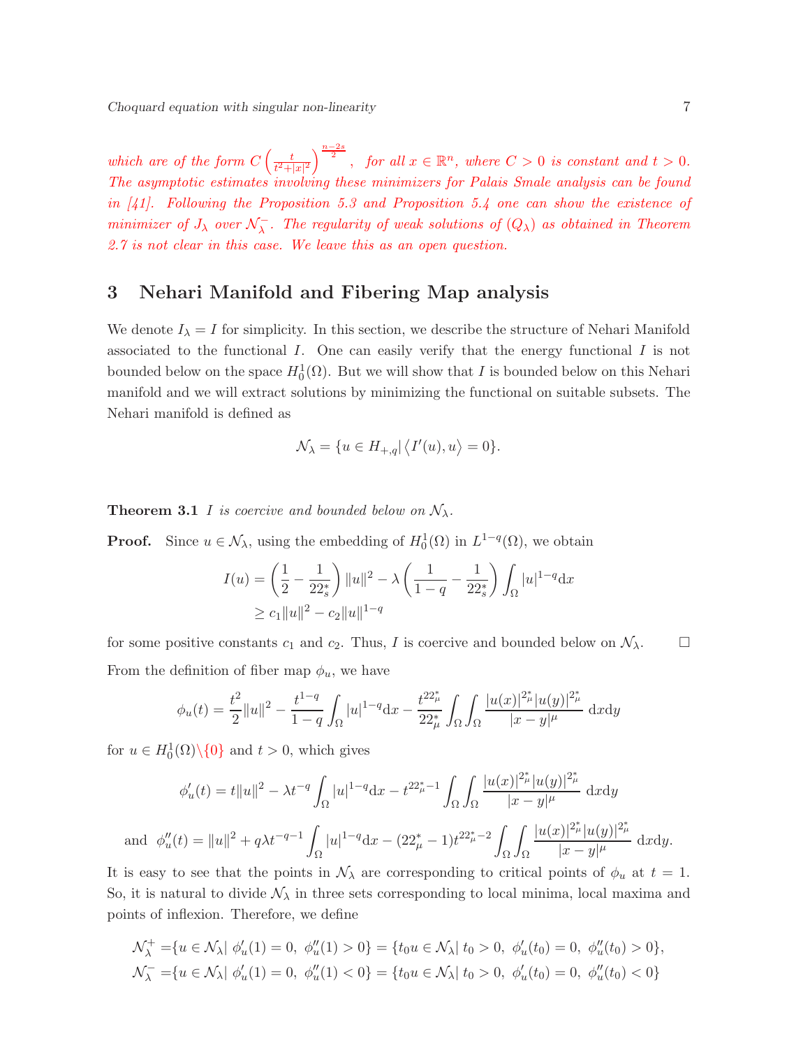*which are of the form $C\left(\frac{t}{t^2+|x|^2}\right)^{\frac{n-2s}{2}}$, for all $x \in \mathbb{R}^n$, where $C > 0$ is constant and $t > 0$. The asymptotic estimates involving these minimizers for Palais Smale analysis can be found in [41]. Following the Proposition 5.3 and Proposition 5.4 one can show the existence of minimizer of $J_\lambda$ over $\mathcal{N}_\lambda^-$. The regularity of weak solutions of $(Q_\lambda)$ as obtained in Theorem 2.7 is not clear in this case. We leave this as an open question.*

## 3 Nehari Manifold and Fibering Map analysis

We denote $I_\lambda = I$ for simplicity. In this section, we describe the structure of Nehari Manifold associated to the functional $I$. One can easily verify that the energy functional $I$ is not bounded below on the space $H_0^1(\Omega)$. But we will show that $I$ is bounded below on this Nehari manifold and we will extract solutions by minimizing the functional on suitable subsets. The Nehari manifold is defined as

$$\mathcal{N}_\lambda = \{u \in H_{+,q} | \left\langle I'(u), u\right\rangle = 0\}.$$

**Theorem 3.1** *$I$ is coercive and bounded below on $\mathcal{N}_\lambda$.*

**Proof.** Since $u \in \mathcal{N}_\lambda$, using the embedding of $H_0^1(\Omega)$ in $L^{1-q}(\Omega)$, we obtain

$$\begin{aligned} I(u) &= \left(\frac{1}{2} - \frac{1}{22_s^*}\right)\|u\|^2 - \lambda\left(\frac{1}{1-q} - \frac{1}{22_s^*}\right)\int_\Omega |u|^{1-q}\mathrm{d}x \\ &\geq c_1\|u\|^2 - c_2\|u\|^{1-q} \end{aligned}$$

for some positive constants $c_1$ and $c_2$. Thus, $I$ is coercive and bounded below on $\mathcal{N}_\lambda$. □

From the definition of fiber map $\phi_u$, we have

$$\phi_u(t) = \frac{t^2}{2}\|u\|^2 - \frac{t^{1-q}}{1-q}\int_\Omega |u|^{1-q}\mathrm{d}x - \frac{t^{22_\mu^*}}{22_\mu^*}\int_\Omega\int_\Omega \frac{|u(x)|^{2_\mu^*}|u(y)|^{2_\mu^*}}{|x-y|^\mu}\,\mathrm{d}x\mathrm{d}y$$

for $u \in H_0^1(\Omega)\setminus\{0\}$ and $t > 0$, which gives

$$\phi_u'(t) = t\|u\|^2 - \lambda t^{-q}\int_\Omega |u|^{1-q}\mathrm{d}x - t^{22_\mu^*-1}\int_\Omega\int_\Omega \frac{|u(x)|^{2_\mu^*}|u(y)|^{2_\mu^*}}{|x-y|^\mu}\,\mathrm{d}x\mathrm{d}y$$

$$\text{and}\;\; \phi_u''(t) = \|u\|^2 + q\lambda t^{-q-1}\int_\Omega |u|^{1-q}\mathrm{d}x - (22_\mu^*-1)t^{22_\mu^*-2}\int_\Omega\int_\Omega \frac{|u(x)|^{2_\mu^*}|u(y)|^{2_\mu^*}}{|x-y|^\mu}\,\mathrm{d}x\mathrm{d}y.$$

It is easy to see that the points in $\mathcal{N}_\lambda$ are corresponding to critical points of $\phi_u$ at $t = 1$. So, it is natural to divide $\mathcal{N}_\lambda$ in three sets corresponding to local minima, local maxima and points of inflexion. Therefore, we define

$$\begin{aligned} \mathcal{N}_\lambda^+ &= \{u \in \mathcal{N}_\lambda |\ \phi_u'(1) = 0,\ \phi_u''(1) > 0\} = \{t_0 u \in \mathcal{N}_\lambda |\ t_0 > 0,\ \phi_u'(t_0) = 0,\ \phi_u''(t_0) > 0\}, \\ \mathcal{N}_\lambda^- &= \{u \in \mathcal{N}_\lambda |\ \phi_u'(1) = 0,\ \phi_u''(1) < 0\} = \{t_0 u \in \mathcal{N}_\lambda |\ t_0 > 0,\ \phi_u'(t_0) = 0,\ \phi_u''(t_0) < 0\} \end{aligned}$$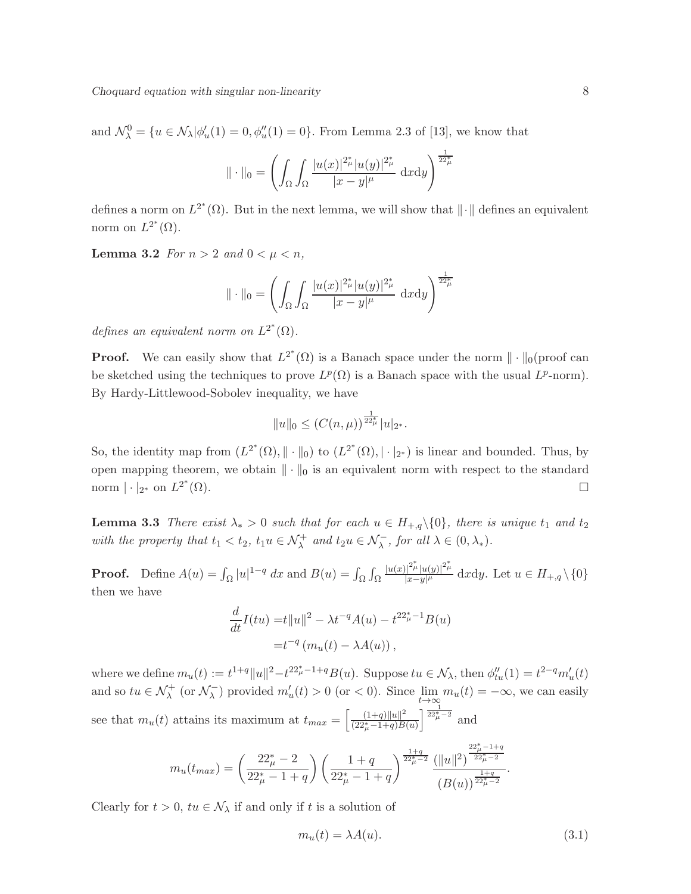and $\mathcal{N}_\lambda^0 = \{u \in \mathcal{N}_\lambda | \phi_u'(1) = 0, \phi_u''(1) = 0\}$. From Lemma 2.3 of [13], we know that

$$\| \cdot \|_0 = \left( \int_\Omega \int_\Omega \frac{|u(x)|^{2^*_\mu} |u(y)|^{2^*_\mu}}{|x-y|^\mu} \, \mathrm{d}x\mathrm{d}y \right)^{\frac{1}{22^*_\mu}}$$

defines a norm on $L^{2^*}(\Omega)$. But in the next lemma, we will show that $\|\cdot\|$ defines an equivalent norm on $L^{2^*}(\Omega)$.

**Lemma 3.2** *For $n > 2$ and $0 < \mu < n$,*

$$\| \cdot \|_0 = \left( \int_\Omega \int_\Omega \frac{|u(x)|^{2^*_\mu} |u(y)|^{2^*_\mu}}{|x-y|^\mu} \, \mathrm{d}x\mathrm{d}y \right)^{\frac{1}{22^*_\mu}}$$

*defines an equivalent norm on $L^{2^*}(\Omega)$.*

**Proof.** We can easily show that $L^{2^*}(\Omega)$ is a Banach space under the norm $\| \cdot \|_0$(proof can be sketched using the techniques to prove $L^p(\Omega)$ is a Banach space with the usual $L^p$-norm). By Hardy-Littlewood-Sobolev inequality, we have

$$\|u\|_0 \leq (C(n,\mu))^{\frac{1}{22^*_\mu}} |u|_{2^*}.$$

So, the identity map from $(L^{2^*}(\Omega), \| \cdot \|_0)$ to $(L^{2^*}(\Omega), | \cdot |_{2^*})$ is linear and bounded. Thus, by open mapping theorem, we obtain $\| \cdot \|_0$ is an equivalent norm with respect to the standard norm $| \cdot |_{2^*}$ on $L^{2^*}(\Omega)$. □

**Lemma 3.3** *There exist $\lambda_* > 0$ such that for each $u \in H_{+,q} \setminus \{0\}$, there is unique $t_1$ and $t_2$ with the property that $t_1 < t_2$, $t_1 u \in \mathcal{N}_\lambda^+$ and $t_2 u \in \mathcal{N}_\lambda^-$, for all $\lambda \in (0, \lambda_*)$.*

**Proof.** Define $A(u) = \int_\Omega |u|^{1-q} \, dx$ and $B(u) = \int_\Omega \int_\Omega \frac{|u(x)|^{2^*_\mu} |u(y)|^{2^*_\mu}}{|x-y|^\mu} \, \mathrm{d}x\mathrm{d}y$. Let $u \in H_{+,q} \setminus \{0\}$ then we have

$$\begin{aligned} \frac{d}{dt} I(tu) =& t\|u\|^2 - \lambda t^{-q} A(u) - t^{22^*_\mu - 1} B(u) \\ =& t^{-q} \left( m_u(t) - \lambda A(u) \right), \end{aligned}$$

where we define $m_u(t) := t^{1+q}\|u\|^2 - t^{22^*_\mu - 1 + q} B(u)$. Suppose $tu \in \mathcal{N}_\lambda$, then $\phi_{tu}''(1) = t^{2-q} m_u'(t)$ and so $tu \in \mathcal{N}_\lambda^+$ (or $\mathcal{N}_\lambda^-$) provided $m_u'(t) > 0$ (or $< 0$). Since $\lim\limits_{t \to \infty} m_u(t) = -\infty$, we can easily see that $m_u(t)$ attains its maximum at $t_{max} = \left[ \frac{(1+q)\|u\|^2}{(22^*_\mu - 1 + q) B(u)} \right]^{\frac{1}{22^*_\mu - 2}}$ and

$$m_u(t_{max}) = \left( \frac{22^*_\mu - 2}{22^*_\mu - 1 + q} \right) \left( \frac{1+q}{22^*_\mu - 1 + q} \right)^{\frac{1+q}{22^*_\mu - 2}} \frac{(\|u\|^2)^{\frac{22^*_\mu - 1 + q}{22^*_\mu - 2}}}{(B(u))^{\frac{1+q}{22^*_\mu - 2}}}.$$

Clearly for $t > 0$, $tu \in \mathcal{N}_\lambda$ if and only if $t$ is a solution of

$$m_u(t) = \lambda A(u). \tag{3.1}$$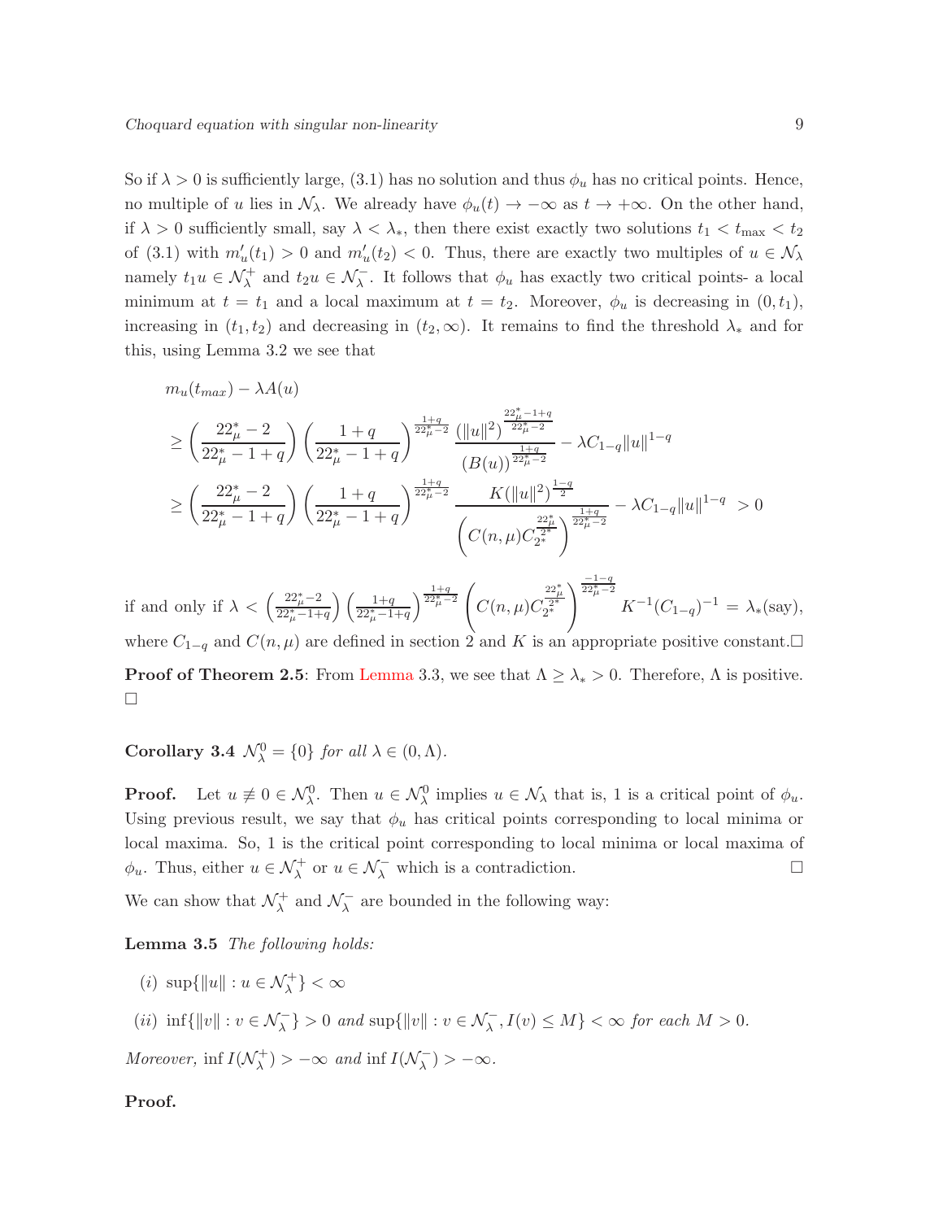So if $\lambda > 0$ is sufficiently large, (3.1) has no solution and thus $\phi_u$ has no critical points. Hence, no multiple of $u$ lies in $\mathcal{N}_\lambda$. We already have $\phi_u(t) \to -\infty$ as $t \to +\infty$. On the other hand, if $\lambda > 0$ sufficiently small, say $\lambda < \lambda_*$, then there exist exactly two solutions $t_1 < t_{\max} < t_2$ of (3.1) with $m_u'(t_1) > 0$ and $m_u'(t_2) < 0$. Thus, there are exactly two multiples of $u \in \mathcal{N}_\lambda$ namely $t_1 u \in \mathcal{N}_\lambda^+$ and $t_2 u \in \mathcal{N}_\lambda^-$. It follows that $\phi_u$ has exactly two critical points- a local minimum at $t = t_1$ and a local maximum at $t = t_2$. Moreover, $\phi_u$ is decreasing in $(0, t_1)$, increasing in $(t_1, t_2)$ and decreasing in $(t_2, \infty)$. It remains to find the threshold $\lambda_*$ and for this, using Lemma 3.2 we see that

$$
\begin{aligned}
& m_u(t_{max}) - \lambda A(u) \\
& \geq \left(\frac{22^*_\mu - 2}{22^*_\mu - 1 + q}\right)\left(\frac{1+q}{22^*_\mu - 1 + q}\right)^{\frac{1+q}{22^*_\mu - 2}} \frac{(\|u\|^2)^{\frac{22^*_\mu - 1 + q}{22^*_\mu - 2}}}{(B(u))^{\frac{1+q}{22^*_\mu - 2}}} - \lambda C_{1-q}\|u\|^{1-q} \\
& \geq \left(\frac{22^*_\mu - 2}{22^*_\mu - 1 + q}\right)\left(\frac{1+q}{22^*_\mu - 1 + q}\right)^{\frac{1+q}{22^*_\mu - 2}} \frac{K(\|u\|^2)^{\frac{1-q}{2}}}{\left(C(n,\mu)C_{2^*}^{\frac{22^*_\mu}{2^*}}\right)^{\frac{1+q}{22^*_\mu - 2}}} - \lambda C_{1-q}\|u\|^{1-q} \; > 0
\end{aligned}
$$

if and only if $\lambda < \left(\frac{22^*_\mu - 2}{22^*_\mu - 1 + q}\right)\left(\frac{1+q}{22^*_\mu - 1 + q}\right)^{\frac{1+q}{22^*_\mu - 2}} \left(C(n,\mu)C_{2^*}^{\frac{22^*_\mu}{2^*}}\right)^{\frac{-1-q}{22^*_\mu - 2}} K^{-1}(C_{1-q})^{-1} = \lambda_*(\text{say})$, where $C_{1-q}$ and $C(n,\mu)$ are defined in section 2 and $K$ is an appropriate positive constant.$\square$

**Proof of Theorem 2.5**: From Lemma 3.3, we see that $\Lambda \geq \lambda_* > 0$. Therefore, $\Lambda$ is positive. $\square$

**Corollary 3.4** *$\mathcal{N}_\lambda^0 = \{0\}$ for all $\lambda \in (0, \Lambda)$.*

**Proof.** Let $u \not\equiv 0 \in \mathcal{N}_\lambda^0$. Then $u \in \mathcal{N}_\lambda^0$ implies $u \in \mathcal{N}_\lambda$ that is, 1 is a critical point of $\phi_u$. Using previous result, we say that $\phi_u$ has critical points corresponding to local minima or local maxima. So, 1 is the critical point corresponding to local minima or local maxima of $\phi_u$. Thus, either $u \in \mathcal{N}_\lambda^+$ or $u \in \mathcal{N}_\lambda^-$ which is a contradiction. $\square$

We can show that $\mathcal{N}_\lambda^+$ and $\mathcal{N}_\lambda^-$ are bounded in the following way:

**Lemma 3.5** *The following holds:*

(*i*) $\sup\{\|u\| : u \in \mathcal{N}_\lambda^+\} < \infty$

(*ii*) $\inf\{\|v\| : v \in \mathcal{N}_\lambda^-\} > 0$ *and* $\sup\{\|v\| : v \in \mathcal{N}_\lambda^-, I(v) \leq M\} < \infty$ *for each* $M > 0$.

*Moreover,* $\inf I(\mathcal{N}_\lambda^+) > -\infty$ *and* $\inf I(\mathcal{N}_\lambda^-) > -\infty$.

**Proof.**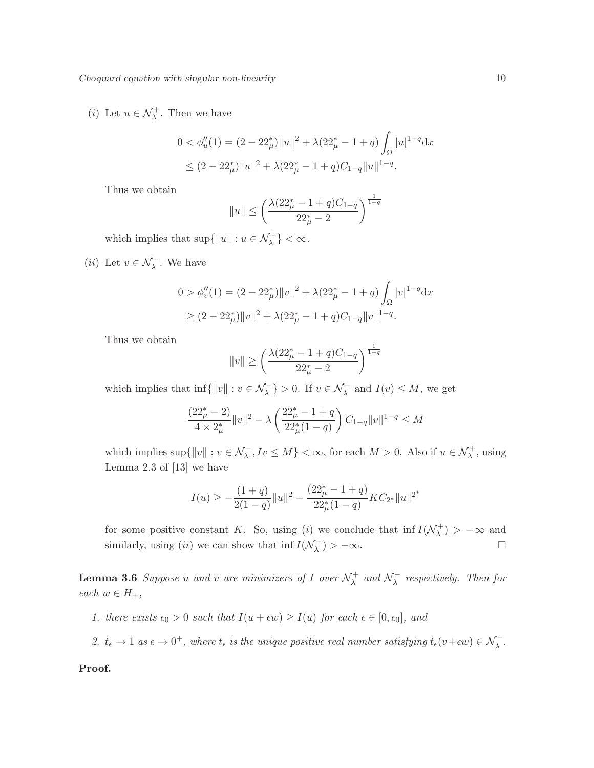$(i)$ Let $u \in \mathcal{N}_\lambda^+$. Then we have

$$
\begin{aligned}
0 < \phi_u''(1) &= (2 - 22_\mu^*)\|u\|^2 + \lambda(22_\mu^* - 1 + q)\int_\Omega |u|^{1-q}\mathrm{d}x \\
&\leq (2 - 22_\mu^*)\|u\|^2 + \lambda(22_\mu^* - 1 + q)C_{1-q}\|u\|^{1-q}.
\end{aligned}
$$

Thus we obtain

$$
\|u\| \leq \left(\frac{\lambda(22_\mu^* - 1 + q)C_{1-q}}{22_\mu^* - 2}\right)^{\frac{1}{1+q}}
$$

which implies that $\sup\{\|u\| : u \in \mathcal{N}_\lambda^+\} < \infty$.

$(ii)$ Let $v \in \mathcal{N}_\lambda^-$. We have

$$
\begin{aligned}
0 > \phi_v''(1) &= (2 - 22_\mu^*)\|v\|^2 + \lambda(22_\mu^* - 1 + q)\int_\Omega |v|^{1-q}\mathrm{d}x \\
&\geq (2 - 22_\mu^*)\|v\|^2 + \lambda(22_\mu^* - 1 + q)C_{1-q}\|v\|^{1-q}.
\end{aligned}
$$

Thus we obtain

$$
\|v\| \geq \left(\frac{\lambda(22_\mu^* - 1 + q)C_{1-q}}{22_\mu^* - 2}\right)^{\frac{1}{1+q}}
$$

which implies that $\inf\{\|v\| : v \in \mathcal{N}_\lambda^-\} > 0$. If $v \in \mathcal{N}_\lambda^-$ and $I(v) \leq M$, we get

$$
\frac{(22_\mu^* - 2)}{4 \times 2_\mu^*}\|v\|^2 - \lambda\left(\frac{22_\mu^* - 1 + q}{22_\mu^*(1-q)}\right)C_{1-q}\|v\|^{1-q} \leq M
$$

which implies $\sup\{\|v\| : v \in \mathcal{N}_\lambda^-, Iv \leq M\} < \infty$, for each $M > 0$. Also if $u \in \mathcal{N}_\lambda^+$, using Lemma 2.3 of [13] we have

$$
I(u) \geq -\frac{(1+q)}{2(1-q)}\|u\|^2 - \frac{(22_\mu^* - 1 + q)}{22_\mu^*(1-q)}KC_{2^*}\|u\|^{2^*}
$$

for some positive constant $K$. So, using $(i)$ we conclude that $\inf I(\mathcal{N}_\lambda^+) > -\infty$ and similarly, using $(ii)$ we can show that $\inf I(\mathcal{N}_\lambda^-) > -\infty$. $\square$

**Lemma 3.6** *Suppose $u$ and $v$ are minimizers of $I$ over $\mathcal{N}_\lambda^+$ and $\mathcal{N}_\lambda^-$ respectively. Then for each $w \in H_+$,*

1. *there exists $\epsilon_0 > 0$ such that $I(u + \epsilon w) \geq I(u)$ for each $\epsilon \in [0, \epsilon_0]$, and*
2. *$t_\epsilon \to 1$ as $\epsilon \to 0^+$, where $t_\epsilon$ is the unique positive real number satisfying $t_\epsilon(v + \epsilon w) \in \mathcal{N}_\lambda^-$.*

**Proof.**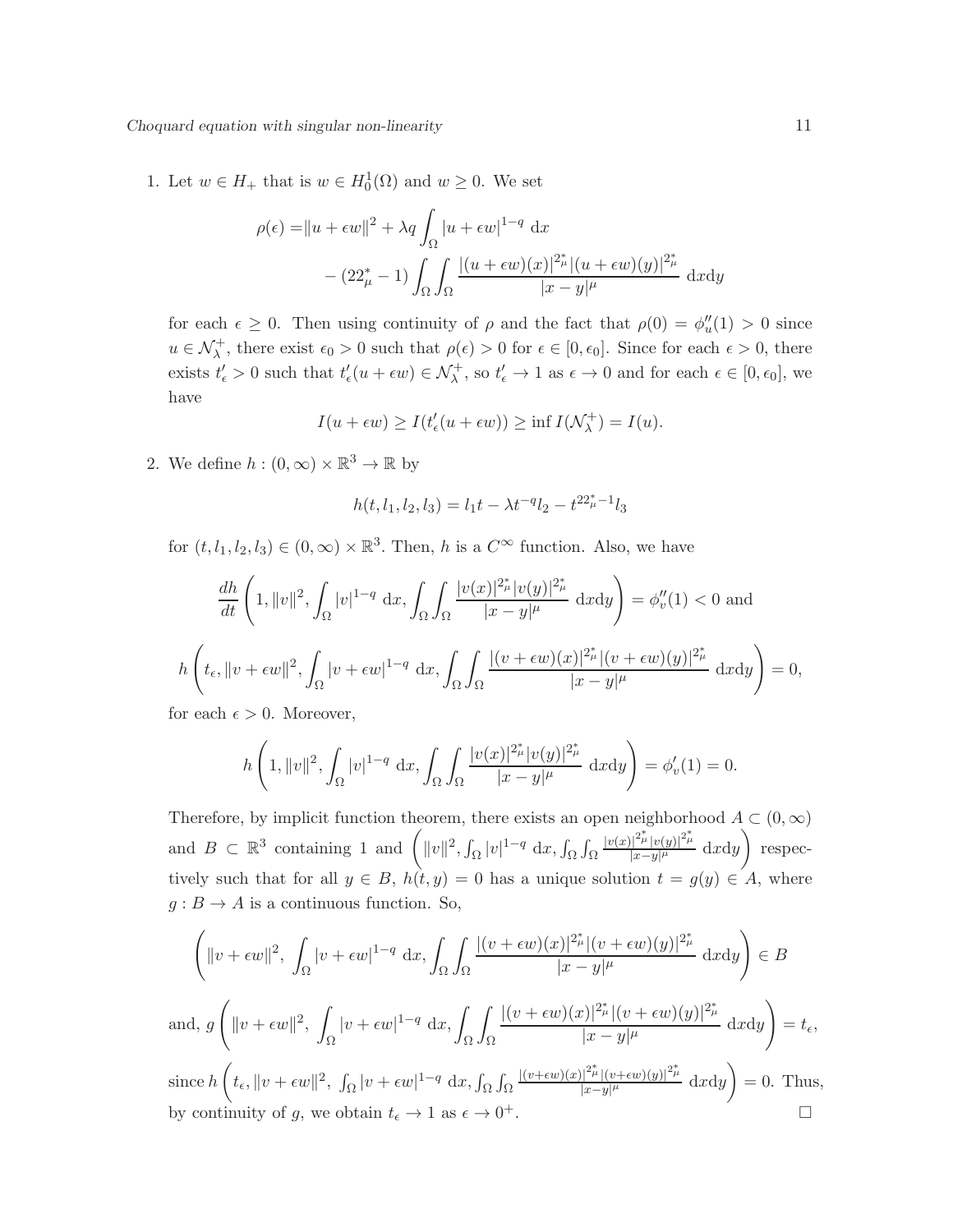1. Let $w \in H_+$ that is $w \in H_0^1(\Omega)$ and $w \geq 0$. We set

$$\begin{aligned}\rho(\epsilon) =& \|u+\epsilon w\|^2 + \lambda q \int_\Omega |u+\epsilon w|^{1-q} \, \mathrm{d}x \\ &- (22^*_\mu - 1) \int_\Omega \int_\Omega \frac{|(u+\epsilon w)(x)|^{2^*_\mu} |(u+\epsilon w)(y)|^{2^*_\mu}}{|x-y|^\mu} \, \mathrm{d}x\mathrm{d}y\end{aligned}$$

for each $\epsilon \geq 0$. Then using continuity of $\rho$ and the fact that $\rho(0) = \phi_u''(1) > 0$ since $u \in \mathcal{N}_\lambda^+$, there exist $\epsilon_0 > 0$ such that $\rho(\epsilon) > 0$ for $\epsilon \in [0, \epsilon_0]$. Since for each $\epsilon > 0$, there exists $t_\epsilon' > 0$ such that $t_\epsilon'(u + \epsilon w) \in \mathcal{N}_\lambda^+$, so $t_\epsilon' \to 1$ as $\epsilon \to 0$ and for each $\epsilon \in [0, \epsilon_0]$, we have

$$I(u + \epsilon w) \geq I(t_\epsilon'(u + \epsilon w)) \geq \inf I(\mathcal{N}_\lambda^+) = I(u).$$

2. We define $h : (0, \infty) \times \mathbb{R}^3 \to \mathbb{R}$ by

$$h(t, l_1, l_2, l_3) = l_1 t - \lambda t^{-q} l_2 - t^{22^*_\mu - 1} l_3$$

for $(t, l_1, l_2, l_3) \in (0, \infty) \times \mathbb{R}^3$. Then, $h$ is a $C^\infty$ function. Also, we have

$$\frac{dh}{dt}\left(1, \|v\|^2, \int_\Omega |v|^{1-q} \, \mathrm{d}x, \int_\Omega \int_\Omega \frac{|v(x)|^{2^*_\mu} |v(y)|^{2^*_\mu}}{|x-y|^\mu} \, \mathrm{d}x\mathrm{d}y\right) = \phi_v''(1) < 0 \text{ and}$$

$$h\left(t_\epsilon, \|v+\epsilon w\|^2, \int_\Omega |v+\epsilon w|^{1-q} \, \mathrm{d}x, \int_\Omega \int_\Omega \frac{|(v+\epsilon w)(x)|^{2^*_\mu} |(v+\epsilon w)(y)|^{2^*_\mu}}{|x-y|^\mu} \, \mathrm{d}x\mathrm{d}y\right) = 0,$$

for each $\epsilon > 0$. Moreover,

$$h\left(1, \|v\|^2, \int_\Omega |v|^{1-q} \, \mathrm{d}x, \int_\Omega \int_\Omega \frac{|v(x)|^{2^*_\mu} |v(y)|^{2^*_\mu}}{|x-y|^\mu} \, \mathrm{d}x\mathrm{d}y\right) = \phi_v'(1) = 0.$$

Therefore, by implicit function theorem, there exists an open neighborhood $A \subset (0, \infty)$ and $B \subset \mathbb{R}^3$ containing 1 and $\left(\|v\|^2, \int_\Omega |v|^{1-q} \, \mathrm{d}x, \int_\Omega \int_\Omega \frac{|v(x)|^{2^*_\mu} |v(y)|^{2^*_\mu}}{|x-y|^\mu} \, \mathrm{d}x\mathrm{d}y\right)$ respectively such that for all $y \in B$, $h(t, y) = 0$ has a unique solution $t = g(y) \in A$, where $g : B \to A$ is a continuous function. So,

$$\left(\|v+\epsilon w\|^2, \ \int_\Omega |v+\epsilon w|^{1-q} \, \mathrm{d}x, \int_\Omega \int_\Omega \frac{|(v+\epsilon w)(x)|^{2^*_\mu} |(v+\epsilon w)(y)|^{2^*_\mu}}{|x-y|^\mu} \, \mathrm{d}x\mathrm{d}y\right) \in B$$

and, $g\left(\|v+\epsilon w\|^2, \ \int_\Omega |v+\epsilon w|^{1-q} \, \mathrm{d}x, \int_\Omega \int_\Omega \frac{|(v+\epsilon w)(x)|^{2^*_\mu} |(v+\epsilon w)(y)|^{2^*_\mu}}{|x-y|^\mu} \, \mathrm{d}x\mathrm{d}y\right) = t_\epsilon,$

since $h\left(t_\epsilon, \|v+\epsilon w\|^2, \ \int_\Omega |v+\epsilon w|^{1-q} \, \mathrm{d}x, \int_\Omega \int_\Omega \frac{|(v+\epsilon w)(x)|^{2^*_\mu} |(v+\epsilon w)(y)|^{2^*_\mu}}{|x-y|^\mu} \, \mathrm{d}x\mathrm{d}y\right) = 0$. Thus, by continuity of $g$, we obtain $t_\epsilon \to 1$ as $\epsilon \to 0^+$. □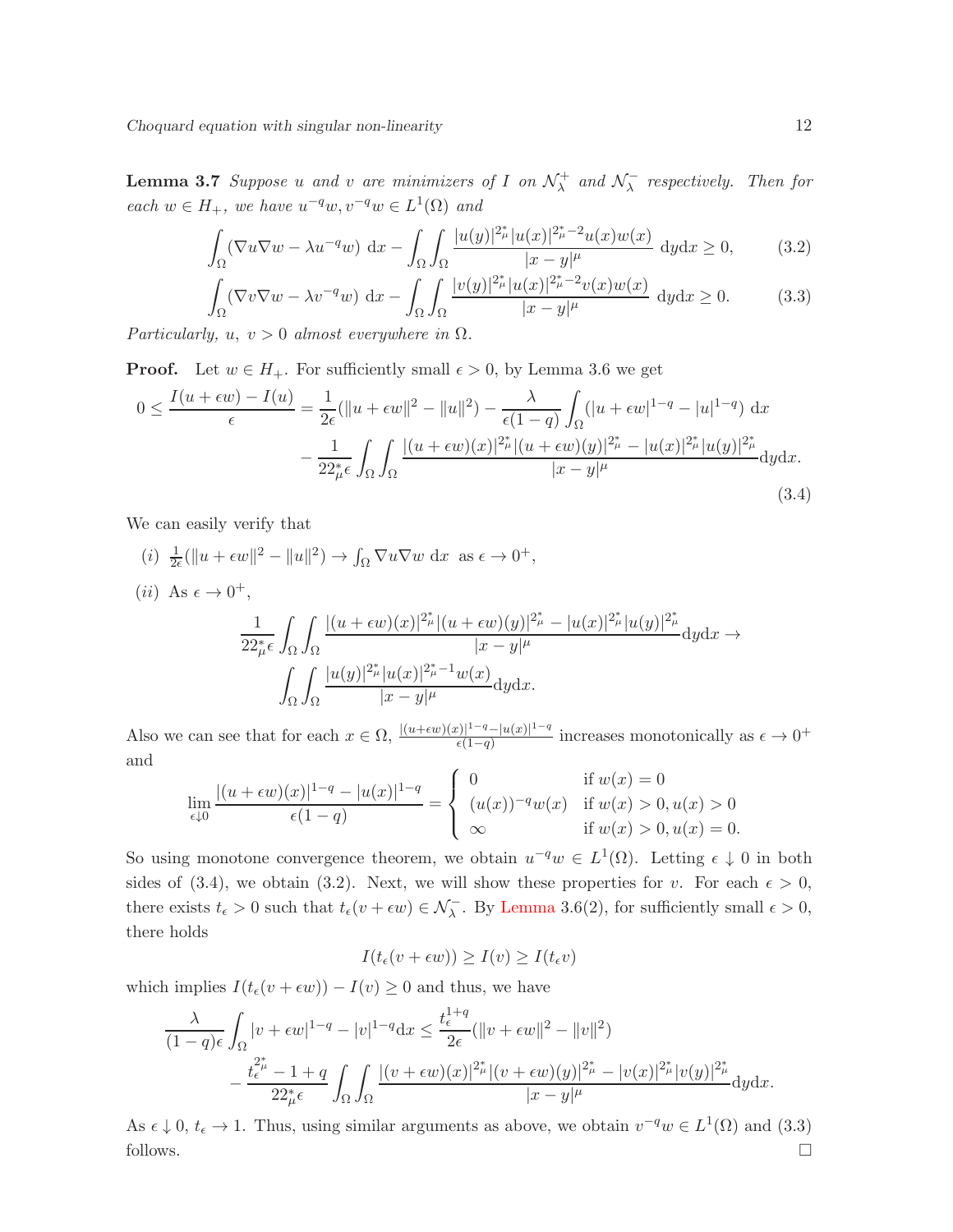**Lemma 3.7** *Suppose $u$ and $v$ are minimizers of $I$ on $\mathcal{N}_\lambda^+$ and $\mathcal{N}_\lambda^-$ respectively. Then for each $w \in H_+$, we have $u^{-q}w, v^{-q}w \in L^1(\Omega)$ and*

$$\int_\Omega (\nabla u \nabla w - \lambda u^{-q} w)\ \mathrm{d}x - \int_\Omega\int_\Omega \frac{|u(y)|^{2^*_\mu}|u(x)|^{2^*_\mu-2}u(x)w(x)}{|x-y|^\mu}\ \mathrm{d}y\mathrm{d}x \geq 0, \tag{3.2}$$

$$\int_\Omega (\nabla v \nabla w - \lambda v^{-q} w)\ \mathrm{d}x - \int_\Omega\int_\Omega \frac{|v(y)|^{2^*_\mu}|u(x)|^{2^*_\mu-2}v(x)w(x)}{|x-y|^\mu}\ \mathrm{d}y\mathrm{d}x \geq 0. \tag{3.3}$$

*Particularly, $u$, $v > 0$ almost everywhere in $\Omega$.*

**Proof.** Let $w \in H_+$. For sufficiently small $\epsilon > 0$, by Lemma 3.6 we get

$$\begin{aligned} 0 \leq \frac{I(u+\epsilon w) - I(u)}{\epsilon} &= \frac{1}{2\epsilon}(\|u+\epsilon w\|^2 - \|u\|^2) - \frac{\lambda}{\epsilon(1-q)}\int_\Omega (|u+\epsilon w|^{1-q} - |u|^{1-q})\ \mathrm{d}x \\ &\quad - \frac{1}{22^*_\mu \epsilon}\int_\Omega\int_\Omega \frac{|(u+\epsilon w)(x)|^{2^*_\mu}|(u+\epsilon w)(y)|^{2^*_\mu} - |u(x)|^{2^*_\mu}|u(y)|^{2^*_\mu}}{|x-y|^\mu}\mathrm{d}y\mathrm{d}x. \end{aligned} \tag{3.4}$$

We can easily verify that

(i) $\frac{1}{2\epsilon}(\|u+\epsilon w\|^2 - \|u\|^2) \to \int_\Omega \nabla u \nabla w\ \mathrm{d}x$ as $\epsilon \to 0^+$,

(ii) As $\epsilon \to 0^+$,

$$\frac{1}{22^*_\mu \epsilon}\int_\Omega\int_\Omega \frac{|(u+\epsilon w)(x)|^{2^*_\mu}|(u+\epsilon w)(y)|^{2^*_\mu} - |u(x)|^{2^*_\mu}|u(y)|^{2^*_\mu}}{|x-y|^\mu}\mathrm{d}y\mathrm{d}x \to \int_\Omega\int_\Omega \frac{|u(y)|^{2^*_\mu}|u(x)|^{2^*_\mu-1}w(x)}{|x-y|^\mu}\mathrm{d}y\mathrm{d}x.$$

Also we can see that for each $x \in \Omega$, $\frac{|(u+\epsilon w)(x)|^{1-q} - |u(x)|^{1-q}}{\epsilon(1-q)}$ increases monotonically as $\epsilon \to 0^+$ and

$$\lim_{\epsilon \downarrow 0} \frac{|(u+\epsilon w)(x)|^{1-q} - |u(x)|^{1-q}}{\epsilon(1-q)} = \begin{cases} 0 & \text{if } w(x) = 0 \\ (u(x))^{-q}w(x) & \text{if } w(x) > 0, u(x) > 0 \\ \infty & \text{if } w(x) > 0, u(x) = 0. \end{cases}$$

So using monotone convergence theorem, we obtain $u^{-q}w \in L^1(\Omega)$. Letting $\epsilon \downarrow 0$ in both sides of (3.4), we obtain (3.2). Next, we will show these properties for $v$. For each $\epsilon > 0$, there exists $t_\epsilon > 0$ such that $t_\epsilon(v+\epsilon w) \in \mathcal{N}_\lambda^-$. By Lemma 3.6(2), for sufficiently small $\epsilon > 0$, there holds

$$I(t_\epsilon(v+\epsilon w)) \geq I(v) \geq I(t_\epsilon v)$$

which implies $I(t_\epsilon(v+\epsilon w)) - I(v) \geq 0$ and thus, we have

$$\begin{aligned} \frac{\lambda}{(1-q)\epsilon}\int_\Omega |v+\epsilon w|^{1-q} - |v|^{1-q}\mathrm{d}x &\leq \frac{t_\epsilon^{1+q}}{2\epsilon}(\|v+\epsilon w\|^2 - \|v\|^2) \\ &\quad - \frac{t_\epsilon^{2^*_\mu} - 1 + q}{22^*_\mu \epsilon}\int_\Omega\int_\Omega \frac{|(v+\epsilon w)(x)|^{2^*_\mu}|(v+\epsilon w)(y)|^{2^*_\mu} - |v(x)|^{2^*_\mu}|v(y)|^{2^*_\mu}}{|x-y|^\mu}\mathrm{d}y\mathrm{d}x. \end{aligned}$$

As $\epsilon \downarrow 0$, $t_\epsilon \to 1$. Thus, using similar arguments as above, we obtain $v^{-q}w \in L^1(\Omega)$ and (3.3) follows. $\square$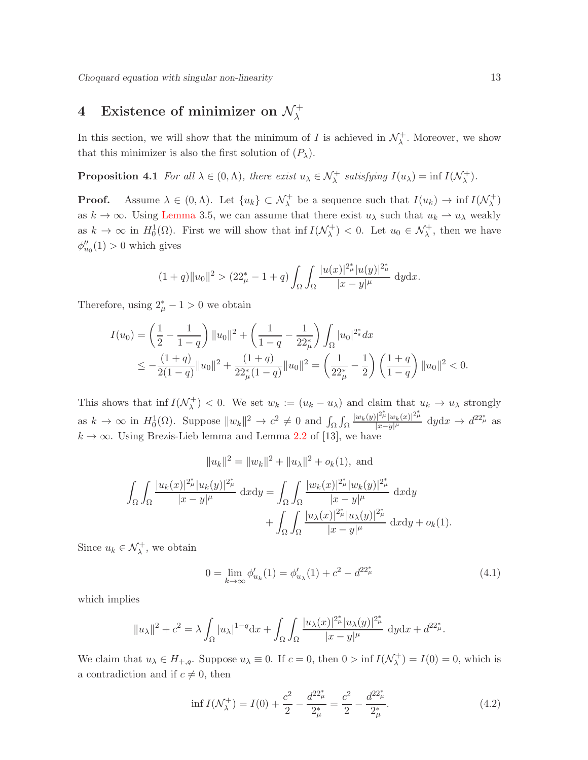## 4 Existence of minimizer on $\mathcal{N}_\lambda^+$

In this section, we will show that the minimum of $I$ is achieved in $\mathcal{N}_\lambda^+$. Moreover, we show that this minimizer is also the first solution of $(P_\lambda)$.

**Proposition 4.1** *For all $\lambda \in (0, \Lambda)$, there exist $u_\lambda \in \mathcal{N}_\lambda^+$ satisfying $I(u_\lambda) = \inf I(\mathcal{N}_\lambda^+)$.*

**Proof.** Assume $\lambda \in (0, \Lambda)$. Let $\{u_k\} \subset \mathcal{N}_\lambda^+$ be a sequence such that $I(u_k) \to \inf I(\mathcal{N}_\lambda^+)$ as $k \to \infty$. Using Lemma 3.5, we can assume that there exist $u_\lambda$ such that $u_k \rightharpoonup u_\lambda$ weakly as $k \to \infty$ in $H_0^1(\Omega)$. First we will show that $\inf I(\mathcal{N}_\lambda^+) < 0$. Let $u_0 \in \mathcal{N}_\lambda^+$, then we have $\phi''_{u_0}(1) > 0$ which gives

$$(1+q)\|u_0\|^2 > (22_\mu^* - 1 + q) \int_\Omega \int_\Omega \frac{|u(x)|^{2_\mu^*}|u(y)|^{2_\mu^*}}{|x-y|^\mu} \, \mathrm{d}y\mathrm{d}x.$$

Therefore, using $2_\mu^* - 1 > 0$ we obtain

$$\begin{aligned}
I(u_0) &= \left(\frac{1}{2} - \frac{1}{1-q}\right)\|u_0\|^2 + \left(\frac{1}{1-q} - \frac{1}{22_\mu^*}\right) \int_\Omega |u_0|^{2_s^*} dx \\
&\leq -\frac{(1+q)}{2(1-q)}\|u_0\|^2 + \frac{(1+q)}{22_\mu^*(1-q)}\|u_0\|^2 = \left(\frac{1}{22_\mu^*} - \frac{1}{2}\right)\left(\frac{1+q}{1-q}\right)\|u_0\|^2 < 0.
\end{aligned}$$

This shows that $\inf I(\mathcal{N}_\lambda^+) < 0$. We set $w_k := (u_k - u_\lambda)$ and claim that $u_k \to u_\lambda$ strongly as $k \to \infty$ in $H_0^1(\Omega)$. Suppose $\|w_k\|^2 \to c^2 \neq 0$ and $\int_\Omega \int_\Omega \frac{|w_k(y)|^{2_\mu^*}|w_k(x)|^{2_\mu^*}}{|x-y|^\mu} \, \mathrm{d}y\mathrm{d}x \to d^{22_\mu^*}$ as $k \to \infty$. Using Brezis-Lieb lemma and Lemma 2.2 of [13], we have

$$\|u_k\|^2 = \|w_k\|^2 + \|u_\lambda\|^2 + o_k(1), \text{ and}$$

$$\begin{aligned}
\int_\Omega \int_\Omega \frac{|u_k(x)|^{2_\mu^*}|u_k(y)|^{2_\mu^*}}{|x-y|^\mu} \, \mathrm{d}x\mathrm{d}y = &\int_\Omega \int_\Omega \frac{|w_k(x)|^{2_\mu^*}|w_k(y)|^{2_\mu^*}}{|x-y|^\mu} \, \mathrm{d}x\mathrm{d}y \\
&+ \int_\Omega \int_\Omega \frac{|u_\lambda(x)|^{2_\mu^*}|u_\lambda(y)|^{2_\mu^*}}{|x-y|^\mu} \, \mathrm{d}x\mathrm{d}y + o_k(1).
\end{aligned}$$

Since $u_k \in \mathcal{N}_\lambda^+$, we obtain

$$0 = \lim_{k\to\infty} \phi'_{u_k}(1) = \phi'_{u_\lambda}(1) + c^2 - d^{22_\mu^*} \tag{4.1}$$

which implies

$$\|u_\lambda\|^2 + c^2 = \lambda \int_\Omega |u_\lambda|^{1-q} \mathrm{d}x + \int_\Omega \int_\Omega \frac{|u_\lambda(x)|^{2_\mu^*}|u_\lambda(y)|^{2_\mu^*}}{|x-y|^\mu} \, \mathrm{d}y\mathrm{d}x + d^{22_\mu^*}.$$

We claim that $u_\lambda \in H_{+,q}$. Suppose $u_\lambda \equiv 0$. If $c = 0$, then $0 > \inf I(\mathcal{N}_\lambda^+) = I(0) = 0$, which is a contradiction and if $c \neq 0$, then

$$\inf I(\mathcal{N}_\lambda^+) = I(0) + \frac{c^2}{2} - \frac{d^{22_\mu^*}}{2_\mu^*} = \frac{c^2}{2} - \frac{d^{22_\mu^*}}{2_\mu^*}. \tag{4.2}$$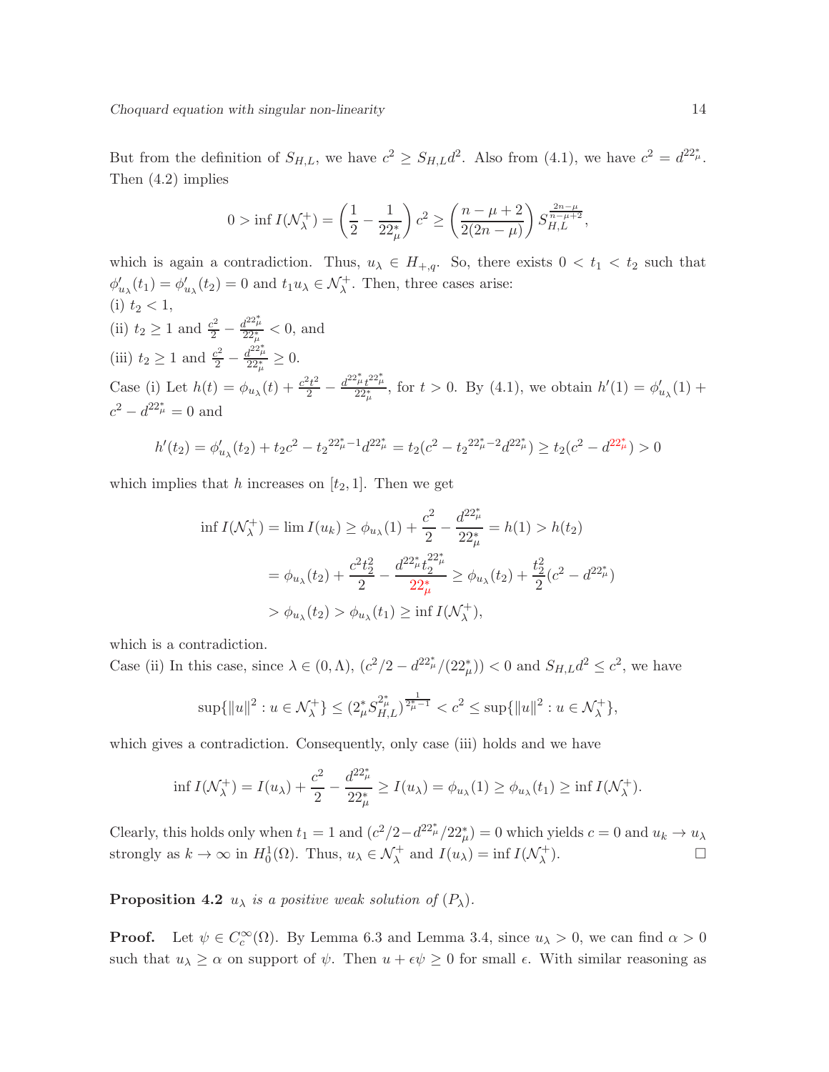But from the definition of $S_{H,L}$, we have $c^2 \geq S_{H,L} d^2$. Also from (4.1), we have $c^2 = d^{22^*_\mu}$. Then (4.2) implies

$$0 > \inf I(\mathcal{N}_\lambda^+) = \left(\frac{1}{2} - \frac{1}{22^*_\mu}\right) c^2 \geq \left(\frac{n-\mu+2}{2(2n-\mu)}\right) S_{H,L}^{\frac{2n-\mu}{n-\mu+2}},$$

which is again a contradiction. Thus, $u_\lambda \in H_{+,q}$. So, there exists $0 < t_1 < t_2$ such that $\phi'_{u_\lambda}(t_1) = \phi'_{u_\lambda}(t_2) = 0$ and $t_1 u_\lambda \in \mathcal{N}_\lambda^+$. Then, three cases arise:
(i) $t_2 < 1$,
(ii) $t_2 \geq 1$ and $\frac{c^2}{2} - \frac{d^{22^*_\mu}}{22^*_\mu} < 0$, and
(iii) $t_2 \geq 1$ and $\frac{c^2}{2} - \frac{d^{22^*_\mu}}{22^*_\mu} \geq 0$.
Case (i) Let $h(t) = \phi_{u_\lambda}(t) + \frac{c^2 t^2}{2} - \frac{d^{22^*_\mu} t^{22^*_\mu}}{22^*_\mu}$, for $t > 0$. By (4.1), we obtain $h'(1) = \phi'_{u_\lambda}(1) + c^2 - d^{22^*_\mu} = 0$ and

$$h'(t_2) = \phi'_{u_\lambda}(t_2) + t_2 c^2 - t_2^{22^*_\mu - 1} d^{22^*_\mu} = t_2(c^2 - t_2^{22^*_\mu - 2} d^{22^*_\mu}) \geq t_2(c^2 - d^{22^*_\mu}) > 0$$

which implies that $h$ increases on $[t_2, 1]$. Then we get

$$\begin{aligned}
\inf I(\mathcal{N}_\lambda^+) = \lim I(u_k) &\geq \phi_{u_\lambda}(1) + \frac{c^2}{2} - \frac{d^{22^*_\mu}}{22^*_\mu} = h(1) > h(t_2) \\
&= \phi_{u_\lambda}(t_2) + \frac{c^2 t_2^2}{2} - \frac{d^{22^*_\mu} t_2^{22^*_\mu}}{22^*_\mu} \geq \phi_{u_\lambda}(t_2) + \frac{t_2^2}{2}(c^2 - d^{22^*_\mu}) \\
&> \phi_{u_\lambda}(t_2) > \phi_{u_\lambda}(t_1) \geq \inf I(\mathcal{N}_\lambda^+),
\end{aligned}$$

which is a contradiction.
Case (ii) In this case, since $\lambda \in (0, \Lambda)$, $(c^2/2 - d^{22^*_\mu}/(22^*_\mu)) < 0$ and $S_{H,L} d^2 \leq c^2$, we have

$$\sup\{\|u\|^2 : u \in \mathcal{N}_\lambda^-\} \leq (2^*_\mu S_{H,L}^{2^*_\mu})^{\frac{1}{2^*_\mu - 1}} < c^2 \leq \sup\{\|u\|^2 : u \in \mathcal{N}_\lambda^+\},$$

which gives a contradiction. Consequently, only case (iii) holds and we have

$$\inf I(\mathcal{N}_\lambda^+) = I(u_\lambda) + \frac{c^2}{2} - \frac{d^{22^*_\mu}}{22^*_\mu} \geq I(u_\lambda) = \phi_{u_\lambda}(1) \geq \phi_{u_\lambda}(t_1) \geq \inf I(\mathcal{N}_\lambda^+).$$

Clearly, this holds only when $t_1 = 1$ and $(c^2/2 - d^{22^*_\mu}/22^*_\mu) = 0$ which yields $c = 0$ and $u_k \to u_\lambda$ strongly as $k \to \infty$ in $H_0^1(\Omega)$. Thus, $u_\lambda \in \mathcal{N}_\lambda^+$ and $I(u_\lambda) = \inf I(\mathcal{N}_\lambda^+)$. $\square$

**Proposition 4.2** *$u_\lambda$ is a positive weak solution of $(P_\lambda)$.*

**Proof.** Let $\psi \in C_c^\infty(\Omega)$. By Lemma 6.3 and Lemma 3.4, since $u_\lambda > 0$, we can find $\alpha > 0$ such that $u_\lambda \geq \alpha$ on support of $\psi$. Then $u + \epsilon\psi \geq 0$ for small $\epsilon$. With similar reasoning as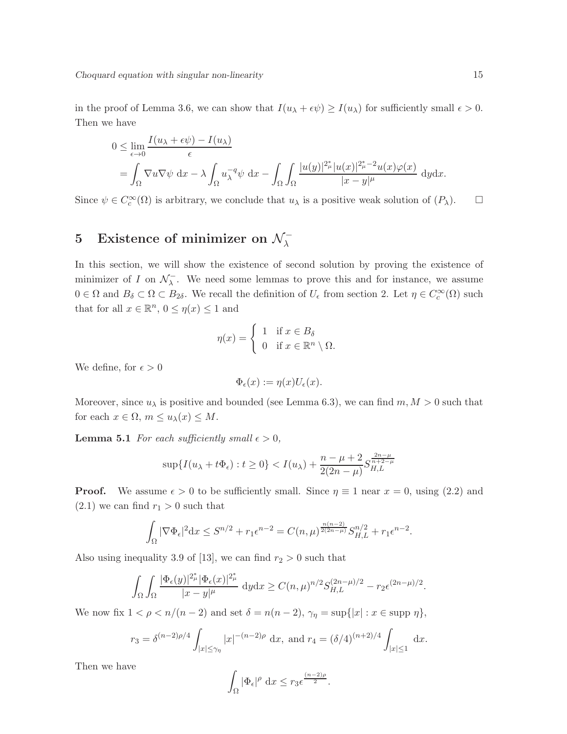in the proof of Lemma 3.6, we can show that $I(u_\lambda + \epsilon\psi) \geq I(u_\lambda)$ for sufficiently small $\epsilon > 0$. Then we have

$$
\begin{aligned}
0 &\leq \lim_{\epsilon \to 0} \frac{I(u_\lambda + \epsilon\psi) - I(u_\lambda)}{\epsilon} \\
&= \int_\Omega \nabla u \nabla \psi \, \mathrm{d}x - \lambda \int_\Omega u_\lambda^{-q} \psi \, \mathrm{d}x - \int_\Omega \int_\Omega \frac{|u(y)|^{2^*_\mu} |u(x)|^{2^*_\mu - 2} u(x) \varphi(x)}{|x-y|^\mu} \, \mathrm{d}y \mathrm{d}x.
\end{aligned}
$$

Since $\psi \in C_c^\infty(\Omega)$ is arbitrary, we conclude that $u_\lambda$ is a positive weak solution of $(P_\lambda)$. □

# 5 Existence of minimizer on $\mathcal{N}_\lambda^-$

In this section, we will show the existence of second solution by proving the existence of minimizer of $I$ on $\mathcal{N}_\lambda^-$. We need some lemmas to prove this and for instance, we assume $0 \in \Omega$ and $B_\delta \subset \Omega \subset B_{2\delta}$. We recall the definition of $U_\epsilon$ from section 2. Let $\eta \in C_c^\infty(\Omega)$ such that for all $x \in \mathbb{R}^n$, $0 \leq \eta(x) \leq 1$ and

$$
\eta(x) = \begin{cases} 1 & \text{if } x \in B_\delta \\ 0 & \text{if } x \in \mathbb{R}^n \setminus \Omega. \end{cases}
$$

We define, for $\epsilon > 0$

$$
\Phi_\epsilon(x) := \eta(x) U_\epsilon(x).
$$

Moreover, since $u_\lambda$ is positive and bounded (see Lemma 6.3), we can find $m, M > 0$ such that for each $x \in \Omega$, $m \leq u_\lambda(x) \leq M$.

**Lemma 5.1** *For each sufficiently small $\epsilon > 0$,*

$$
\sup\{I(u_\lambda + t\Phi_\epsilon) : t \geq 0\} < I(u_\lambda) + \frac{n-\mu+2}{2(2n-\mu)} S_{H,L}^{\frac{2n-\mu}{n+2-\mu}}
$$

**Proof.** We assume $\epsilon > 0$ to be sufficiently small. Since $\eta \equiv 1$ near $x = 0$, using (2.2) and (2.1) we can find $r_1 > 0$ such that

$$
\int_\Omega |\nabla \Phi_\epsilon|^2 \mathrm{d}x \leq S^{n/2} + r_1 \epsilon^{n-2} = C(n,\mu)^{\frac{n(n-2)}{2(2n-\mu)}} S_{H,L}^{n/2} + r_1 \epsilon^{n-2}.
$$

Also using inequality 3.9 of [13], we can find $r_2 > 0$ such that

$$
\int_\Omega \int_\Omega \frac{|\Phi_\epsilon(y)|^{2^*_\mu} |\Phi_\epsilon(x)|^{2^*_\mu}}{|x-y|^\mu} \, \mathrm{d}y \mathrm{d}x \geq C(n,\mu)^{n/2} S_{H,L}^{(2n-\mu)/2} - r_2 \epsilon^{(2n-\mu)/2}.
$$

We now fix $1 < \rho < n/(n-2)$ and set $\delta = n(n-2)$, $\gamma_\eta = \sup\{|x| : x \in \text{supp } \eta\}$,

$$
r_3 = \delta^{(n-2)\rho/4} \int_{|x| \leq \gamma_\eta} |x|^{-(n-2)\rho} \, \mathrm{d}x, \text{ and } r_4 = (\delta/4)^{(n+2)/4} \int_{|x| \leq 1} \mathrm{d}x.
$$

Then we have

$$
\int_\Omega |\Phi_\epsilon|^\rho \, \mathrm{d}x \leq r_3 \epsilon^{\frac{(n-2)\rho}{2}}.
$$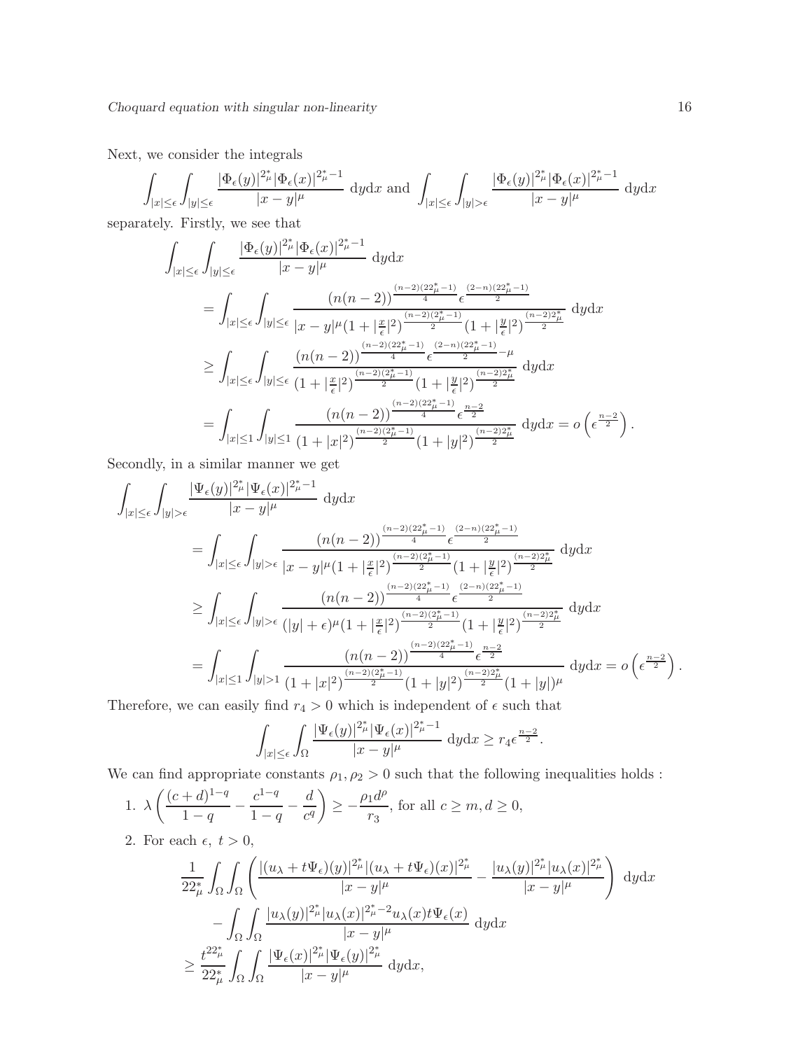Next, we consider the integrals

$$\int_{|x|\leq \epsilon}\int_{|y|\leq \epsilon} \frac{|\Phi_\epsilon(y)|^{2^*_\mu}|\Phi_\epsilon(x)|^{2^*_\mu-1}}{|x-y|^\mu}\ \mathrm{d}y\mathrm{d}x \text{ and } \int_{|x|\leq \epsilon}\int_{|y|> \epsilon} \frac{|\Phi_\epsilon(y)|^{2^*_\mu}|\Phi_\epsilon(x)|^{2^*_\mu-1}}{|x-y|^\mu}\ \mathrm{d}y\mathrm{d}x$$

separately. Firstly, we see that

$$\begin{aligned}
&\int_{|x|\leq \epsilon}\int_{|y|\leq \epsilon} \frac{|\Phi_\epsilon(y)|^{2^*_\mu}|\Phi_\epsilon(x)|^{2^*_\mu-1}}{|x-y|^\mu}\ \mathrm{d}y\mathrm{d}x\\
&\quad = \int_{|x|\leq \epsilon}\int_{|y|\leq \epsilon} \frac{(n(n-2))^{\frac{(n-2)(22^*_\mu-1)}{4}}\epsilon^{\frac{(2-n)(22^*_\mu-1)}{2}}}{|x-y|^\mu(1+|\frac{x}{\epsilon}|^2)^{\frac{(n-2)(2^*_\mu-1)}{2}}(1+|\frac{y}{\epsilon}|^2)^{\frac{(n-2)2^*_\mu}{2}}}\ \mathrm{d}y\mathrm{d}x\\
&\quad \geq \int_{|x|\leq \epsilon}\int_{|y|\leq \epsilon} \frac{(n(n-2))^{\frac{(n-2)(22^*_\mu-1)}{4}}\epsilon^{\frac{(2-n)(22^*_\mu-1)}{2}-\mu}}{(1+|\frac{x}{\epsilon}|^2)^{\frac{(n-2)(2^*_\mu-1)}{2}}(1+|\frac{y}{\epsilon}|^2)^{\frac{(n-2)2^*_\mu}{2}}}\ \mathrm{d}y\mathrm{d}x\\
&\quad = \int_{|x|\leq 1}\int_{|y|\leq 1} \frac{(n(n-2))^{\frac{(n-2)(22^*_\mu-1)}{4}}\epsilon^{\frac{n-2}{2}}}{(1+|x|^2)^{\frac{(n-2)(2^*_\mu-1)}{2}}(1+|y|^2)^{\frac{(n-2)2^*_\mu}{2}}}\ \mathrm{d}y\mathrm{d}x = o\left(\epsilon^{\frac{n-2}{2}}\right).
\end{aligned}$$

Secondly, in a similar manner we get

$$\begin{aligned}
&\int_{|x|\leq \epsilon}\int_{|y|> \epsilon} \frac{|\Psi_\epsilon(y)|^{2^*_\mu}|\Psi_\epsilon(x)|^{2^*_\mu-1}}{|x-y|^\mu}\ \mathrm{d}y\mathrm{d}x\\
&\quad = \int_{|x|\leq \epsilon}\int_{|y|> \epsilon} \frac{(n(n-2))^{\frac{(n-2)(22^*_\mu-1)}{4}}\epsilon^{\frac{(2-n)(22^*_\mu-1)}{2}}}{|x-y|^\mu(1+|\frac{x}{\epsilon}|^2)^{\frac{(n-2)(2^*_\mu-1)}{2}}(1+|\frac{y}{\epsilon}|^2)^{\frac{(n-2)2^*_\mu}{2}}}\ \mathrm{d}y\mathrm{d}x\\
&\quad \geq \int_{|x|\leq \epsilon}\int_{|y|> \epsilon} \frac{(n(n-2))^{\frac{(n-2)(22^*_\mu-1)}{4}}\epsilon^{\frac{(2-n)(22^*_\mu-1)}{2}}}{(|y|+\epsilon)^\mu(1+|\frac{x}{\epsilon}|^2)^{\frac{(n-2)(2^*_\mu-1)}{2}}(1+|\frac{y}{\epsilon}|^2)^{\frac{(n-2)2^*_\mu}{2}}}\ \mathrm{d}y\mathrm{d}x\\
&\quad = \int_{|x|\leq 1}\int_{|y|> 1} \frac{(n(n-2))^{\frac{(n-2)(22^*_\mu-1)}{4}}\epsilon^{\frac{n-2}{2}}}{(1+|x|^2)^{\frac{(n-2)(2^*_\mu-1)}{2}}(1+|y|^2)^{\frac{(n-2)2^*_\mu}{2}}(1+|y|)^\mu}\ \mathrm{d}y\mathrm{d}x = o\left(\epsilon^{\frac{n-2}{2}}\right).
\end{aligned}$$

Therefore, we can easily find $r_4 > 0$ which is independent of $\epsilon$ such that

$$\int_{|x|\leq \epsilon}\int_{\Omega} \frac{|\Psi_\epsilon(y)|^{2^*_\mu}|\Psi_\epsilon(x)|^{2^*_\mu-1}}{|x-y|^\mu}\ \mathrm{d}y\mathrm{d}x \geq r_4\epsilon^{\frac{n-2}{2}}.$$

We can find appropriate constants $\rho_1, \rho_2 > 0$ such that the following inequalities holds :

1. $\lambda\left(\frac{(c+d)^{1-q}}{1-q} - \frac{c^{1-q}}{1-q} - \frac{d}{c^q}\right) \geq -\frac{\rho_1 d^\rho}{r_3}$, for all $c \geq m, d \geq 0$,
2. For each $\epsilon,\ t > 0$,

$$\begin{aligned}
&\frac{1}{22^*_\mu}\int_\Omega\int_\Omega \left(\frac{|(u_\lambda+t\Psi_\epsilon)(y)|^{2^*_\mu}|(u_\lambda+t\Psi_\epsilon)(x)|^{2^*_\mu}}{|x-y|^\mu} - \frac{|u_\lambda(y)|^{2^*_\mu}|u_\lambda(x)|^{2^*_\mu}}{|x-y|^\mu}\right)\ \mathrm{d}y\mathrm{d}x\\
&\quad - \int_\Omega\int_\Omega \frac{|u_\lambda(y)|^{2^*_\mu}|u_\lambda(x)|^{2^*_\mu-2}u_\lambda(x)t\Psi_\epsilon(x)}{|x-y|^\mu}\ \mathrm{d}y\mathrm{d}x\\
&\geq \frac{t^{22^*_\mu}}{22^*_\mu}\int_\Omega\int_\Omega \frac{|\Psi_\epsilon(x)|^{2^*_\mu}|\Psi_\epsilon(y)|^{2^*_\mu}}{|x-y|^\mu}\ \mathrm{d}y\mathrm{d}x,
\end{aligned}$$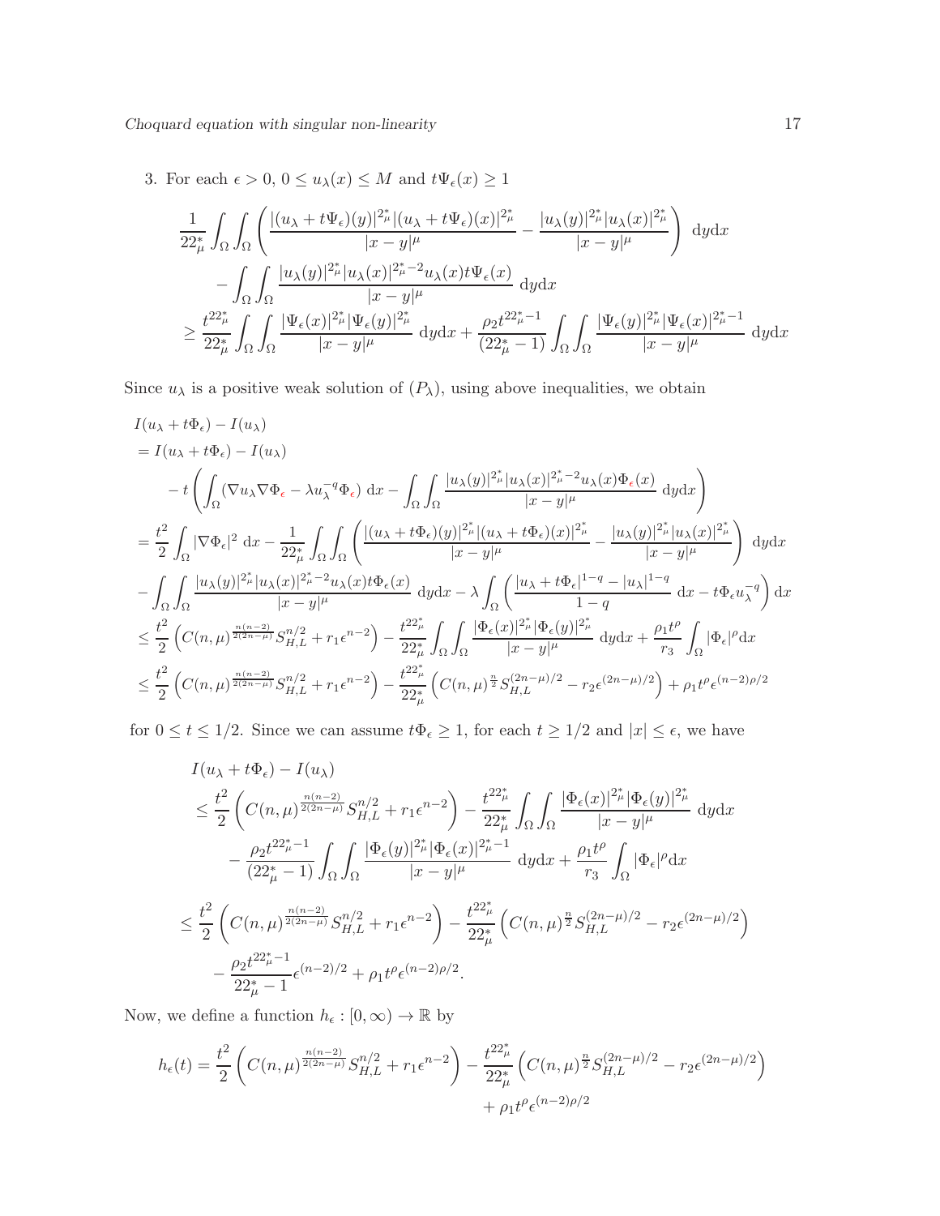3. For each $\epsilon > 0$, $0 \leq u_\lambda(x) \leq M$ and $t\Psi_\epsilon(x) \geq 1$

$$
\begin{aligned}
&\frac{1}{22^*_\mu}\int_\Omega\int_\Omega\left(\frac{|(u_\lambda+t\Psi_\epsilon)(y)|^{2^*_\mu}|(u_\lambda+t\Psi_\epsilon)(x)|^{2^*_\mu}}{|x-y|^\mu}-\frac{|u_\lambda(y)|^{2^*_\mu}|u_\lambda(x)|^{2^*_\mu}}{|x-y|^\mu}\right)\,\mathrm{d}y\mathrm{d}x\\
&\quad-\int_\Omega\int_\Omega\frac{|u_\lambda(y)|^{2^*_\mu}|u_\lambda(x)|^{2^*_\mu-2}u_\lambda(x)t\Psi_\epsilon(x)}{|x-y|^\mu}\,\mathrm{d}y\mathrm{d}x\\
&\geq\frac{t^{22^*_\mu}}{22^*_\mu}\int_\Omega\int_\Omega\frac{|\Psi_\epsilon(x)|^{2^*_\mu}|\Psi_\epsilon(y)|^{2^*_\mu}}{|x-y|^\mu}\,\mathrm{d}y\mathrm{d}x+\frac{\rho_2 t^{22^*_\mu-1}}{(22^*_\mu-1)}\int_\Omega\int_\Omega\frac{|\Psi_\epsilon(y)|^{2^*_\mu}|\Psi_\epsilon(x)|^{2^*_\mu-1}}{|x-y|^\mu}\,\mathrm{d}y\mathrm{d}x
\end{aligned}
$$

Since $u_\lambda$ is a positive weak solution of $(P_\lambda)$, using above inequalities, we obtain

$$
\begin{aligned}
&I(u_\lambda+t\Phi_\epsilon)-I(u_\lambda)\\
&=I(u_\lambda+t\Phi_\epsilon)-I(u_\lambda)\\
&\quad-t\left(\int_\Omega(\nabla u_\lambda\nabla\Phi_\epsilon-\lambda u_\lambda^{-q}\Phi_\epsilon)\,\mathrm{d}x-\int_\Omega\int_\Omega\frac{|u_\lambda(y)|^{2^*_\mu}|u_\lambda(x)|^{2^*_\mu-2}u_\lambda(x)\Phi_\epsilon(x)}{|x-y|^\mu}\,\mathrm{d}y\mathrm{d}x\right)\\
&=\frac{t^2}{2}\int_\Omega|\nabla\Phi_\epsilon|^2\,\mathrm{d}x-\frac{1}{22^*_\mu}\int_\Omega\int_\Omega\left(\frac{|(u_\lambda+t\Phi_\epsilon)(y)|^{2^*_\mu}|(u_\lambda+t\Phi_\epsilon)(x)|^{2^*_\mu}}{|x-y|^\mu}-\frac{|u_\lambda(y)|^{2^*_\mu}|u_\lambda(x)|^{2^*_\mu}}{|x-y|^\mu}\right)\,\mathrm{d}y\mathrm{d}x\\
&-\int_\Omega\int_\Omega\frac{|u_\lambda(y)|^{2^*_\mu}|u_\lambda(x)|^{2^*_\mu-2}u_\lambda(x)t\Phi_\epsilon(x)}{|x-y|^\mu}\,\mathrm{d}y\mathrm{d}x-\lambda\int_\Omega\left(\frac{|u_\lambda+t\Phi_\epsilon|^{1-q}-|u_\lambda|^{1-q}}{1-q}\,\mathrm{d}x-t\Phi_\epsilon u_\lambda^{-q}\right)\mathrm{d}x\\
&\leq\frac{t^2}{2}\left(C(n,\mu)^{\frac{n(n-2)}{2(2n-\mu)}}S_{H,L}^{n/2}+r_1\epsilon^{n-2}\right)-\frac{t^{22^*_\mu}}{22^*_\mu}\int_\Omega\int_\Omega\frac{|\Phi_\epsilon(x)|^{2^*_\mu}|\Phi_\epsilon(y)|^{2^*_\mu}}{|x-y|^\mu}\,\mathrm{d}y\mathrm{d}x+\frac{\rho_1 t^\rho}{r_3}\int_\Omega|\Phi_\epsilon|^\rho\mathrm{d}x\\
&\leq\frac{t^2}{2}\left(C(n,\mu)^{\frac{n(n-2)}{2(2n-\mu)}}S_{H,L}^{n/2}+r_1\epsilon^{n-2}\right)-\frac{t^{22^*_\mu}}{22^*_\mu}\left(C(n,\mu)^{\frac{n}{2}}S_{H,L}^{(2n-\mu)/2}-r_2\epsilon^{(2n-\mu)/2}\right)+\rho_1 t^\rho\epsilon^{(n-2)\rho/2}
\end{aligned}
$$

for $0 \leq t \leq 1/2$. Since we can assume $t\Phi_\epsilon \geq 1$, for each $t \geq 1/2$ and $|x| \leq \epsilon$, we have

$$
\begin{aligned}
&I(u_\lambda+t\Phi_\epsilon)-I(u_\lambda)\\
&\leq\frac{t^2}{2}\left(C(n,\mu)^{\frac{n(n-2)}{2(2n-\mu)}}S_{H,L}^{n/2}+r_1\epsilon^{n-2}\right)-\frac{t^{22^*_\mu}}{22^*_\mu}\int_\Omega\int_\Omega\frac{|\Phi_\epsilon(x)|^{2^*_\mu}|\Phi_\epsilon(y)|^{2^*_\mu}}{|x-y|^\mu}\,\mathrm{d}y\mathrm{d}x\\
&\quad-\frac{\rho_2 t^{22^*_\mu-1}}{(22^*_\mu-1)}\int_\Omega\int_\Omega\frac{|\Phi_\epsilon(y)|^{2^*_\mu}|\Phi_\epsilon(x)|^{2^*_\mu-1}}{|x-y|^\mu}\,\mathrm{d}y\mathrm{d}x+\frac{\rho_1 t^\rho}{r_3}\int_\Omega|\Phi_\epsilon|^\rho\mathrm{d}x\\
&\leq\frac{t^2}{2}\left(C(n,\mu)^{\frac{n(n-2)}{2(2n-\mu)}}S_{H,L}^{n/2}+r_1\epsilon^{n-2}\right)-\frac{t^{22^*_\mu}}{22^*_\mu}\left(C(n,\mu)^{\frac{n}{2}}S_{H,L}^{(2n-\mu)/2}-r_2\epsilon^{(2n-\mu)/2}\right)\\
&\quad-\frac{\rho_2 t^{22^*_\mu-1}}{22^*_\mu-1}\epsilon^{(n-2)/2}+\rho_1 t^\rho\epsilon^{(n-2)\rho/2}.
\end{aligned}
$$

Now, we define a function $h_\epsilon : [0,\infty) \to \mathbb{R}$ by

$$
\begin{aligned}
h_\epsilon(t)=\frac{t^2}{2}\left(C(n,\mu)^{\frac{n(n-2)}{2(2n-\mu)}}S_{H,L}^{n/2}+r_1\epsilon^{n-2}\right)-\frac{t^{22^*_\mu}}{22^*_\mu}\left(C(n,\mu)^{\frac{n}{2}}S_{H,L}^{(2n-\mu)/2}-r_2\epsilon^{(2n-\mu)/2}\right)\\
+\rho_1 t^\rho\epsilon^{(n-2)\rho/2}
\end{aligned}
$$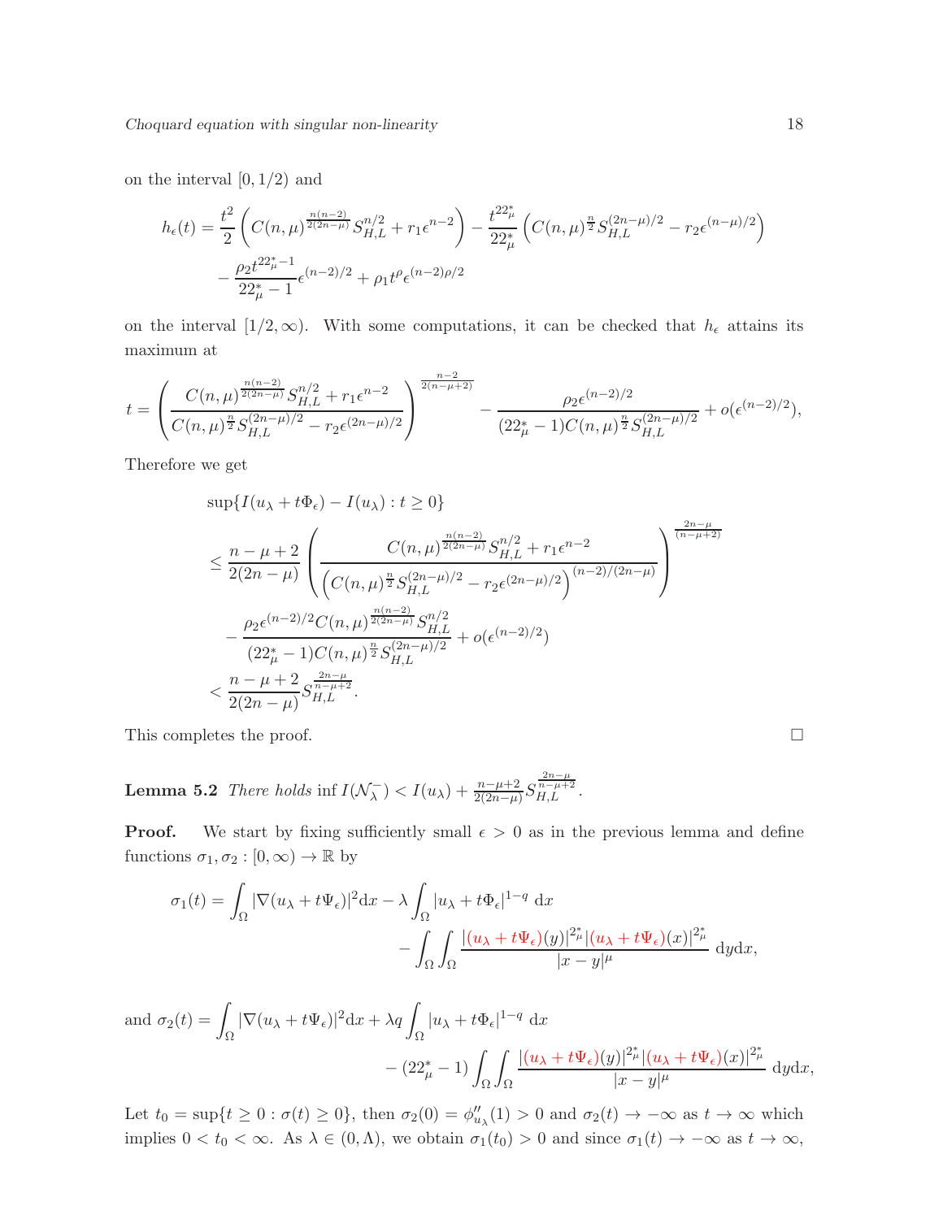on the interval $[0, 1/2)$ and

$$h_\epsilon(t) = \frac{t^2}{2}\left(C(n,\mu)^{\frac{n(n-2)}{2(2n-\mu)}} S_{H,L}^{n/2} + r_1\epsilon^{n-2}\right) - \frac{t^{22^*_\mu}}{22^*_\mu}\left(C(n,\mu)^{\frac{n}{2}} S_{H,L}^{(2n-\mu)/2} - r_2\epsilon^{(n-\mu)/2}\right)$$
$$- \frac{\rho_2 t^{22^*_\mu-1}}{22^*_\mu - 1}\epsilon^{(n-2)/2} + \rho_1 t^\rho \epsilon^{(n-2)\rho/2}$$

on the interval $[1/2, \infty)$. With some computations, it can be checked that $h_\epsilon$ attains its maximum at

$$t = \left(\frac{C(n,\mu)^{\frac{n(n-2)}{2(2n-\mu)}} S_{H,L}^{n/2} + r_1\epsilon^{n-2}}{C(n,\mu)^{\frac{n}{2}} S_{H,L}^{(2n-\mu)/2} - r_2\epsilon^{(2n-\mu)/2}}\right)^{\frac{n-2}{2(n-\mu+2)}} - \frac{\rho_2\epsilon^{(n-2)/2}}{(22^*_\mu - 1)C(n,\mu)^{\frac{n}{2}} S_{H,L}^{(2n-\mu)/2}} + o(\epsilon^{(n-2)/2}),$$

Therefore we get

$$\begin{aligned}
&\sup\{I(u_\lambda + t\Phi_\epsilon) - I(u_\lambda) : t \geq 0\} \\
&\leq \frac{n-\mu+2}{2(2n-\mu)}\left(\frac{C(n,\mu)^{\frac{n(n-2)}{2(2n-\mu)}} S_{H,L}^{n/2} + r_1\epsilon^{n-2}}{\left(C(n,\mu)^{\frac{n}{2}} S_{H,L}^{(2n-\mu)/2} - r_2\epsilon^{(2n-\mu)/2}\right)^{(n-2)/(2n-\mu)}}\right)^{\frac{2n-\mu}{(n-\mu+2)}} \\
&\quad - \frac{\rho_2\epsilon^{(n-2)/2} C(n,\mu)^{\frac{n(n-2)}{2(2n-\mu)}} S_{H,L}^{n/2}}{(22^*_\mu - 1)C(n,\mu)^{\frac{n}{2}} S_{H,L}^{(2n-\mu)/2}} + o(\epsilon^{(n-2)/2}) \\
&< \frac{n-\mu+2}{2(2n-\mu)} S_{H,L}^{\frac{2n-\mu}{n-\mu+2}}.
\end{aligned}$$

This completes the proof. □

**Lemma 5.2** *There holds* $\inf I(\mathcal{N}_\lambda^-) < I(u_\lambda) + \frac{n-\mu+2}{2(2n-\mu)} S_{H,L}^{\frac{2n-\mu}{n-\mu+2}}$.

**Proof.** We start by fixing sufficiently small $\epsilon > 0$ as in the previous lemma and define functions $\sigma_1, \sigma_2 : [0, \infty) \to \mathbb{R}$ by

$$\sigma_1(t) = \int_\Omega |\nabla(u_\lambda + t\Psi_\epsilon)|^2 \mathrm{d}x - \lambda\int_\Omega |u_\lambda + t\Phi_\epsilon|^{1-q}\ \mathrm{d}x$$
$$- \int_\Omega\int_\Omega \frac{|(u_\lambda + t\Psi_\epsilon)(y)|^{2^*_\mu}|(u_\lambda + t\Psi_\epsilon)(x)|^{2^*_\mu}}{|x-y|^\mu}\ \mathrm{d}y\mathrm{d}x,$$

and $\sigma_2(t) = \int_\Omega |\nabla(u_\lambda + t\Psi_\epsilon)|^2 \mathrm{d}x + \lambda q\int_\Omega |u_\lambda + t\Phi_\epsilon|^{1-q}\ \mathrm{d}x$

$$- (22^*_\mu - 1)\int_\Omega\int_\Omega \frac{|(u_\lambda + t\Psi_\epsilon)(y)|^{2^*_\mu}|(u_\lambda + t\Psi_\epsilon)(x)|^{2^*_\mu}}{|x-y|^\mu}\ \mathrm{d}y\mathrm{d}x,$$

Let $t_0 = \sup\{t \geq 0 : \sigma(t) \geq 0\}$, then $\sigma_2(0) = \phi''_{u_\lambda}(1) > 0$ and $\sigma_2(t) \to -\infty$ as $t \to \infty$ which implies $0 < t_0 < \infty$. As $\lambda \in (0, \Lambda)$, we obtain $\sigma_1(t_0) > 0$ and since $\sigma_1(t) \to -\infty$ as $t \to \infty$,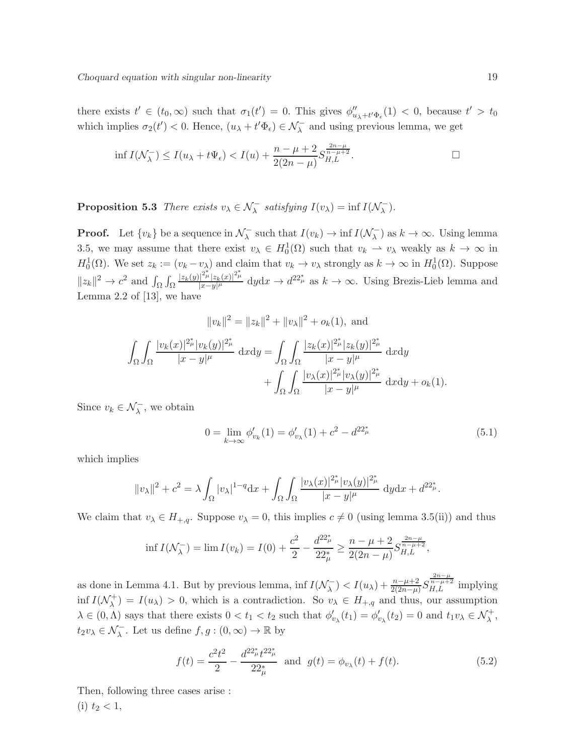there exists $t' \in (t_0, \infty)$ such that $\sigma_1(t') = 0$. This gives $\phi''_{u_\lambda + t'\Phi_\epsilon}(1) < 0$, because $t' > t_0$ which implies $\sigma_2(t') < 0$. Hence, $(u_\lambda + t'\Phi_\epsilon) \in \mathcal{N}_\lambda^-$ and using previous lemma, we get

$$\inf I(\mathcal{N}_\lambda^-) \leq I(u_\lambda + t\Psi_\epsilon) < I(u) + \frac{n-\mu+2}{2(2n-\mu)} S_{H,L}^{\frac{2n-\mu}{n-\mu+2}}. \qquad \square$$

**Proposition 5.3** *There exists $v_\lambda \in \mathcal{N}_\lambda^-$ satisfying $I(v_\lambda) = \inf I(\mathcal{N}_\lambda^-)$.*

**Proof.** Let $\{v_k\}$ be a sequence in $\mathcal{N}_\lambda^-$ such that $I(v_k) \to \inf I(\mathcal{N}_\lambda^-)$ as $k \to \infty$. Using lemma 3.5, we may assume that there exist $v_\lambda \in H_0^1(\Omega)$ such that $v_k \rightharpoonup v_\lambda$ weakly as $k \to \infty$ in $H_0^1(\Omega)$. We set $z_k := (v_k - v_\lambda)$ and claim that $v_k \to v_\lambda$ strongly as $k \to \infty$ in $H_0^1(\Omega)$. Suppose $\|z_k\|^2 \to c^2$ and $\int_\Omega \int_\Omega \frac{|z_k(y)|^{2^*_\mu} |z_k(x)|^{2^*_\mu}}{|x-y|^\mu} \, \mathrm{d}y\mathrm{d}x \to d^{22^*_\mu}$ as $k \to \infty$. Using Brezis-Lieb lemma and Lemma 2.2 of [13], we have

$$\|v_k\|^2 = \|z_k\|^2 + \|v_\lambda\|^2 + o_k(1), \text{ and}$$

$$\begin{aligned}\int_\Omega \int_\Omega \frac{|v_k(x)|^{2^*_\mu} |v_k(y)|^{2^*_\mu}}{|x-y|^\mu} \, \mathrm{d}x\mathrm{d}y &= \int_\Omega \int_\Omega \frac{|z_k(x)|^{2^*_\mu} |z_k(y)|^{2^*_\mu}}{|x-y|^\mu} \, \mathrm{d}x\mathrm{d}y \\ &\quad + \int_\Omega \int_\Omega \frac{|v_\lambda(x)|^{2^*_\mu} |v_\lambda(y)|^{2^*_\mu}}{|x-y|^\mu} \, \mathrm{d}x\mathrm{d}y + o_k(1).\end{aligned}$$

Since $v_k \in \mathcal{N}_\lambda^-$, we obtain

$$0 = \lim_{k \to \infty} \phi'_{v_k}(1) = \phi'_{v_\lambda}(1) + c^2 - d^{22^*_\mu} \tag{5.1}$$

which implies

$$\|v_\lambda\|^2 + c^2 = \lambda \int_\Omega |v_\lambda|^{1-q} \mathrm{d}x + \int_\Omega \int_\Omega \frac{|v_\lambda(x)|^{2^*_\mu} |v_\lambda(y)|^{2^*_\mu}}{|x-y|^\mu} \, \mathrm{d}y\mathrm{d}x + d^{22^*_\mu}.$$

We claim that $v_\lambda \in H_{+,q}$. Suppose $v_\lambda = 0$, this implies $c \neq 0$ (using lemma 3.5(ii)) and thus

$$\inf I(\mathcal{N}_\lambda^-) = \lim I(v_k) = I(0) + \frac{c^2}{2} - \frac{d^{22^*_\mu}}{22^*_\mu} \geq \frac{n-\mu+2}{2(2n-\mu)} S_{H,L}^{\frac{2n-\mu}{n-\mu+2}},$$

as done in Lemma 4.1. But by previous lemma, $\inf I(\mathcal{N}_\lambda^-) < I(u_\lambda) + \frac{n-\mu+2}{2(2n-\mu)} S_{H,L}^{\frac{2n-\mu}{n-\mu+2}}$ implying $\inf I(\mathcal{N}_\lambda^+) = I(u_\lambda) > 0$, which is a contradiction. So $v_\lambda \in H_{+,q}$ and thus, our assumption $\lambda \in (0, \Lambda)$ says that there exists $0 < t_1 < t_2$ such that $\phi'_{v_\lambda}(t_1) = \phi'_{v_\lambda}(t_2) = 0$ and $t_1 v_\lambda \in \mathcal{N}_\lambda^+$, $t_2 v_\lambda \in \mathcal{N}_\lambda^-$. Let us define $f, g : (0, \infty) \to \mathbb{R}$ by

$$f(t) = \frac{c^2 t^2}{2} - \frac{d^{22^*_\mu} t^{22^*_\mu}}{22^*_\mu} \text{ and } g(t) = \phi_{v_\lambda}(t) + f(t). \tag{5.2}$$

Then, following three cases arise :

(i) $t_2 < 1$,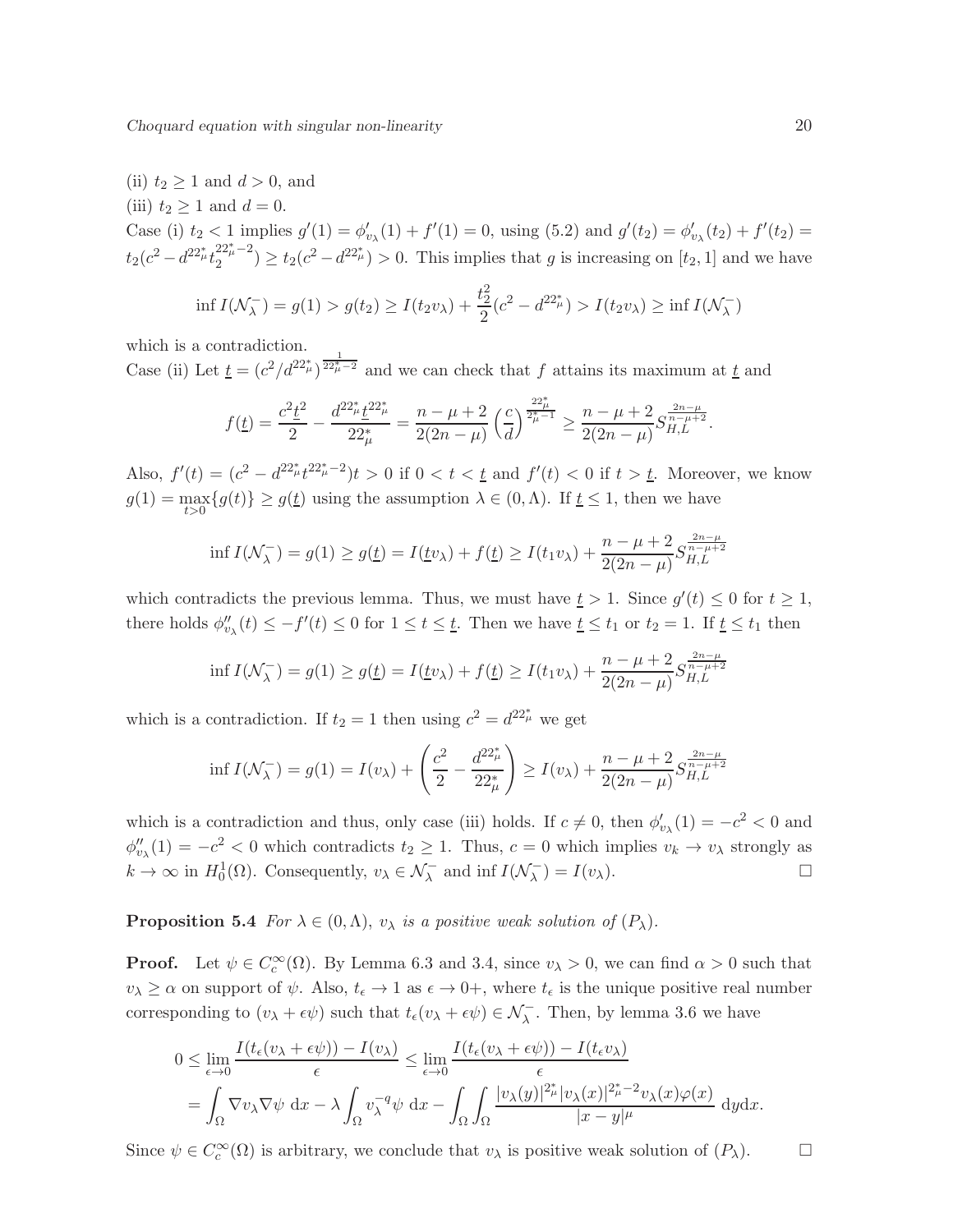(ii) $t_2 \geq 1$ and $d > 0$, and

(iii) $t_2 \geq 1$ and $d = 0$.

Case (i) $t_2 < 1$ implies $g'(1) = \phi'_{v_\lambda}(1) + f'(1) = 0$, using (5.2) and $g'(t_2) = \phi'_{v_\lambda}(t_2) + f'(t_2) = t_2(c^2 - d^{22^*_\mu} t_2^{22^*_\mu - 2}) \geq t_2(c^2 - d^{22^*_\mu}) > 0$. This implies that $g$ is increasing on $[t_2, 1]$ and we have

$$\inf I(\mathcal{N}_\lambda^-) = g(1) > g(t_2) \geq I(t_2 v_\lambda) + \frac{t_2^2}{2}(c^2 - d^{22^*_\mu}) > I(t_2 v_\lambda) \geq \inf I(\mathcal{N}_\lambda^-)$$

which is a contradiction.

Case (ii) Let $\underline{t} = (c^2/d^{22^*_\mu})^{\frac{1}{22^*_\mu - 2}}$ and we can check that $f$ attains its maximum at $\underline{t}$ and

$$f(\underline{t}) = \frac{c^2 \underline{t}^2}{2} - \frac{d^{22^*_\mu} \underline{t}^{22^*_\mu}}{22^*_\mu} = \frac{n - \mu + 2}{2(2n - \mu)} \left(\frac{c}{d}\right)^{\frac{22^*_\mu}{2^*_\mu - 1}} \geq \frac{n - \mu + 2}{2(2n - \mu)} S_{H,L}^{\frac{2n-\mu}{n-\mu+2}}.$$

Also, $f'(t) = (c^2 - d^{22^*_\mu} t^{22^*_\mu - 2})t > 0$ if $0 < t < \underline{t}$ and $f'(t) < 0$ if $t > \underline{t}$. Moreover, we know $g(1) = \max_{t>0}\{g(t)\} \geq g(\underline{t})$ using the assumption $\lambda \in (0, \Lambda)$. If $\underline{t} \leq 1$, then we have

$$\inf I(\mathcal{N}_\lambda^-) = g(1) \geq g(\underline{t}) = I(\underline{t} v_\lambda) + f(\underline{t}) \geq I(t_1 v_\lambda) + \frac{n - \mu + 2}{2(2n - \mu)} S_{H,L}^{\frac{2n-\mu}{n-\mu+2}}$$

which contradicts the previous lemma. Thus, we must have $\underline{t} > 1$. Since $g'(t) \leq 0$ for $t \geq 1$, there holds $\phi''_{v_\lambda}(t) \leq -f'(t) \leq 0$ for $1 \leq t \leq \underline{t}$. Then we have $\underline{t} \leq t_1$ or $t_2 = 1$. If $\underline{t} \leq t_1$ then

$$\inf I(\mathcal{N}_\lambda^-) = g(1) \geq g(\underline{t}) = I(\underline{t} v_\lambda) + f(\underline{t}) \geq I(t_1 v_\lambda) + \frac{n - \mu + 2}{2(2n - \mu)} S_{H,L}^{\frac{2n-\mu}{n-\mu+2}}$$

which is a contradiction. If $t_2 = 1$ then using $c^2 = d^{22^*_\mu}$ we get

$$\inf I(\mathcal{N}_\lambda^-) = g(1) = I(v_\lambda) + \left(\frac{c^2}{2} - \frac{d^{22^*_\mu}}{22^*_\mu}\right) \geq I(v_\lambda) + \frac{n - \mu + 2}{2(2n - \mu)} S_{H,L}^{\frac{2n-\mu}{n-\mu+2}}$$

which is a contradiction and thus, only case (iii) holds. If $c \neq 0$, then $\phi'_{v_\lambda}(1) = -c^2 < 0$ and $\phi''_{v_\lambda}(1) = -c^2 < 0$ which contradicts $t_2 \geq 1$. Thus, $c = 0$ which implies $v_k \to v_\lambda$ strongly as $k \to \infty$ in $H_0^1(\Omega)$. Consequently, $v_\lambda \in \mathcal{N}_\lambda^-$ and $\inf I(\mathcal{N}_\lambda^-) = I(v_\lambda)$. $\square$

**Proposition 5.4** *For $\lambda \in (0, \Lambda)$, $v_\lambda$ is a positive weak solution of $(P_\lambda)$.*

**Proof.** Let $\psi \in C_c^\infty(\Omega)$. By Lemma 6.3 and 3.4, since $v_\lambda > 0$, we can find $\alpha > 0$ such that $v_\lambda \geq \alpha$ on support of $\psi$. Also, $t_\epsilon \to 1$ as $\epsilon \to 0+$, where $t_\epsilon$ is the unique positive real number corresponding to $(v_\lambda + \epsilon\psi)$ such that $t_\epsilon(v_\lambda + \epsilon\psi) \in \mathcal{N}_\lambda^-$. Then, by lemma 3.6 we have

$$\begin{aligned}
0 &\leq \lim_{\epsilon \to 0} \frac{I(t_\epsilon(v_\lambda + \epsilon\psi)) - I(v_\lambda)}{\epsilon} \leq \lim_{\epsilon \to 0} \frac{I(t_\epsilon(v_\lambda + \epsilon\psi)) - I(t_\epsilon v_\lambda)}{\epsilon} \\
&= \int_\Omega \nabla v_\lambda \nabla \psi \, \mathrm{d}x - \lambda \int_\Omega v_\lambda^{-q} \psi \, \mathrm{d}x - \int_\Omega \int_\Omega \frac{|v_\lambda(y)|^{2^*_\mu} |v_\lambda(x)|^{2^*_\mu - 2} v_\lambda(x) \varphi(x)}{|x - y|^\mu} \, \mathrm{d}y \mathrm{d}x.
\end{aligned}$$

Since $\psi \in C_c^\infty(\Omega)$ is arbitrary, we conclude that $v_\lambda$ is positive weak solution of $(P_\lambda)$. $\square$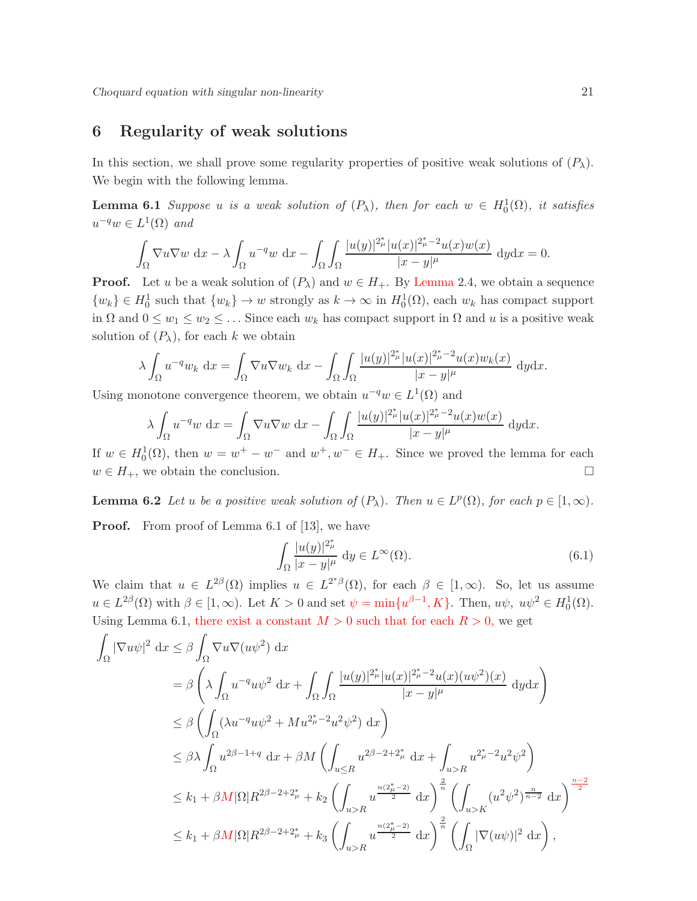## 6 Regularity of weak solutions

In this section, we shall prove some regularity properties of positive weak solutions of $(P_\lambda)$. We begin with the following lemma.

**Lemma 6.1** *Suppose $u$ is a weak solution of $(P_\lambda)$, then for each $w \in H_0^1(\Omega)$, it satisfies $u^{-q}w \in L^1(\Omega)$ and*

$$\int_\Omega \nabla u \nabla w \ \mathrm{d}x - \lambda \int_\Omega u^{-q} w \ \mathrm{d}x - \int_\Omega \int_\Omega \frac{|u(y)|^{2^*_\mu} |u(x)|^{2^*_\mu - 2} u(x) w(x)}{|x-y|^\mu} \ \mathrm{d}y \mathrm{d}x = 0.$$

**Proof.** Let $u$ be a weak solution of $(P_\lambda)$ and $w \in H_+$. By Lemma 2.4, we obtain a sequence $\{w_k\} \in H_0^1$ such that $\{w_k\} \to w$ strongly as $k \to \infty$ in $H_0^1(\Omega)$, each $w_k$ has compact support in $\Omega$ and $0 \leq w_1 \leq w_2 \leq \ldots$ Since each $w_k$ has compact support in $\Omega$ and $u$ is a positive weak solution of $(P_\lambda)$, for each $k$ we obtain

$$\lambda \int_\Omega u^{-q} w_k \ \mathrm{d}x = \int_\Omega \nabla u \nabla w_k \ \mathrm{d}x - \int_\Omega \int_\Omega \frac{|u(y)|^{2^*_\mu} |u(x)|^{2^*_\mu - 2} u(x) w_k(x)}{|x-y|^\mu} \ \mathrm{d}y \mathrm{d}x.$$

Using monotone convergence theorem, we obtain $u^{-q} w \in L^1(\Omega)$ and

$$\lambda \int_\Omega u^{-q} w \ \mathrm{d}x = \int_\Omega \nabla u \nabla w \ \mathrm{d}x - \int_\Omega \int_\Omega \frac{|u(y)|^{2^*_\mu} |u(x)|^{2^*_\mu - 2} u(x) w(x)}{|x-y|^\mu} \ \mathrm{d}y \mathrm{d}x.$$

If $w \in H_0^1(\Omega)$, then $w = w^+ - w^-$ and $w^+, w^- \in H_+$. Since we proved the lemma for each $w \in H_+$, we obtain the conclusion. $\square$

**Lemma 6.2** *Let $u$ be a positive weak solution of $(P_\lambda)$. Then $u \in L^p(\Omega)$, for each $p \in [1, \infty)$.*

**Proof.** From proof of Lemma 6.1 of [13], we have

$$\int_\Omega \frac{|u(y)|^{2^*_\mu}}{|x-y|^\mu} \ \mathrm{d}y \in L^\infty(\Omega). \tag{6.1}$$

We claim that $u \in L^{2\beta}(\Omega)$ implies $u \in L^{2^*\beta}(\Omega)$, for each $\beta \in [1, \infty)$. So, let us assume $u \in L^{2\beta}(\Omega)$ with $\beta \in [1, \infty)$. Let $K > 0$ and set $\psi = \min\{u^{\beta-1}, K\}$. Then, $u\psi,\ u\psi^2 \in H_0^1(\Omega)$. Using Lemma 6.1, there exist a constant $M > 0$ such that for each $R > 0$, we get

$$\begin{aligned}
\int_\Omega |\nabla u \psi|^2 \ \mathrm{d}x &\leq \beta \int_\Omega \nabla u \nabla (u\psi^2) \ \mathrm{d}x \\
&= \beta \left( \lambda \int_\Omega u^{-q} u \psi^2 \ \mathrm{d}x + \int_\Omega \int_\Omega \frac{|u(y)|^{2^*_\mu} |u(x)|^{2^*_\mu - 2} u(x) (u\psi^2)(x)}{|x-y|^\mu} \ \mathrm{d}y \mathrm{d}x \right) \\
&\leq \beta \left( \int_\Omega (\lambda u^{-q} u \psi^2 + M u^{2^*_\mu - 2} u^2 \psi^2) \ \mathrm{d}x \right) \\
&\leq \beta \lambda \int_\Omega u^{2\beta - 1 + q} \ \mathrm{d}x + \beta M \left( \int_{u \leq R} u^{2\beta - 2 + 2^*_\mu} \ \mathrm{d}x + \int_{u > R} u^{2^*_\mu - 2} u^2 \psi^2 \right) \\
&\leq k_1 + \beta M |\Omega| R^{2\beta - 2 + 2^*_\mu} + k_2 \left( \int_{u > R} u^{\frac{n(2^*_\mu - 2)}{2}} \ \mathrm{d}x \right)^{\frac{2}{n}} \left( \int_{u > K} (u^2 \psi^2)^{\frac{n}{n-2}} \ \mathrm{d}x \right)^{\frac{n-2}{2}} \\
&\leq k_1 + \beta M |\Omega| R^{2\beta - 2 + 2^*_\mu} + k_3 \left( \int_{u > R} u^{\frac{n(2^*_\mu - 2)}{2}} \ \mathrm{d}x \right)^{\frac{2}{n}} \left( \int_\Omega |\nabla (u\psi)|^2 \ \mathrm{d}x \right),
\end{aligned}$$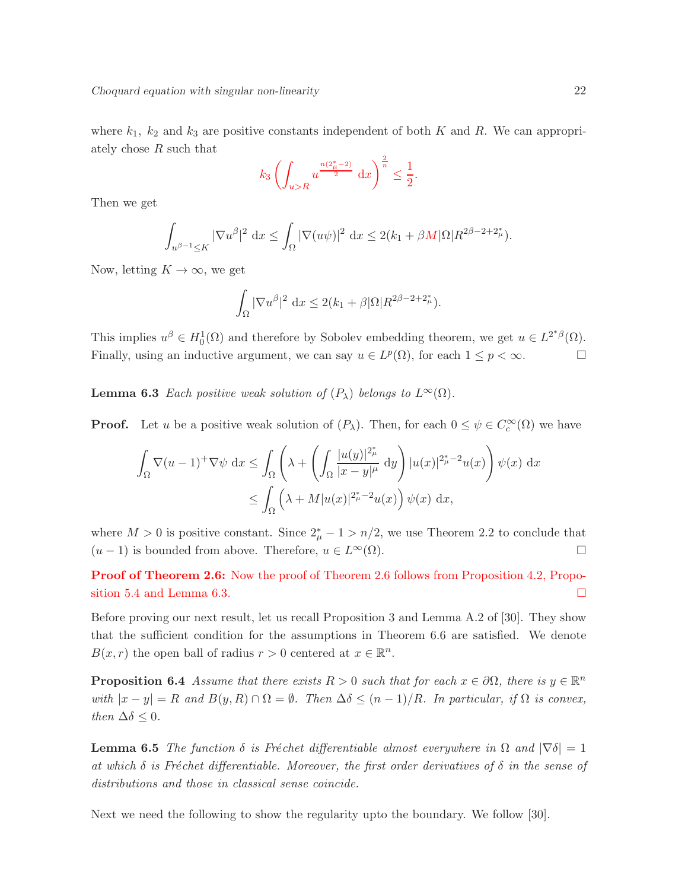where $k_1$, $k_2$ and $k_3$ are positive constants independent of both $K$ and $R$. We can appropriately chose $R$ such that

$$k_3 \left( \int_{u>R} u^{\frac{n(2^*_\mu - 2)}{2}} \, \mathrm{d}x \right)^{\frac{2}{n}} \leq \frac{1}{2}.$$

Then we get

$$\int_{u^{\beta-1} \leq K} |\nabla u^\beta|^2 \, \mathrm{d}x \leq \int_\Omega |\nabla (u\psi)|^2 \, \mathrm{d}x \leq 2(k_1 + \beta M |\Omega| R^{2\beta - 2 + 2^*_\mu}).$$

Now, letting $K \to \infty$, we get

$$\int_\Omega |\nabla u^\beta|^2 \, \mathrm{d}x \leq 2(k_1 + \beta |\Omega| R^{2\beta - 2 + 2^*_\mu}).$$

This implies $u^\beta \in H^1_0(\Omega)$ and therefore by Sobolev embedding theorem, we get $u \in L^{2^*\beta}(\Omega)$. Finally, using an inductive argument, we can say $u \in L^p(\Omega)$, for each $1 \leq p < \infty$. □

**Lemma 6.3** *Each positive weak solution of $(P_\lambda)$ belongs to $L^\infty(\Omega)$.*

**Proof.** Let $u$ be a positive weak solution of $(P_\lambda)$. Then, for each $0 \leq \psi \in C^\infty_c(\Omega)$ we have

$$\begin{aligned}
\int_\Omega \nabla (u-1)^+ \nabla \psi \, \mathrm{d}x &\leq \int_\Omega \left( \lambda + \left( \int_\Omega \frac{|u(y)|^{2^*_\mu}}{|x-y|^\mu} \, \mathrm{d}y \right) |u(x)|^{2^*_\mu - 2} u(x) \right) \psi(x) \, \mathrm{d}x \\
&\leq \int_\Omega \left( \lambda + M |u(x)|^{2^*_\mu - 2} u(x) \right) \psi(x) \, \mathrm{d}x,
\end{aligned}$$

where $M > 0$ is positive constant. Since $2^*_\mu - 1 > n/2$, we use Theorem 2.2 to conclude that $(u-1)$ is bounded from above. Therefore, $u \in L^\infty(\Omega)$. □

**Proof of Theorem 2.6:** Now the proof of Theorem 2.6 follows from Proposition 4.2, Proposition 5.4 and Lemma 6.3. □

Before proving our next result, let us recall Proposition 3 and Lemma A.2 of [30]. They show that the sufficient condition for the assumptions in Theorem 6.6 are satisfied. We denote $B(x, r)$ the open ball of radius $r > 0$ centered at $x \in \mathbb{R}^n$.

**Proposition 6.4** *Assume that there exists $R > 0$ such that for each $x \in \partial\Omega$, there is $y \in \mathbb{R}^n$ with $|x - y| = R$ and $B(y, R) \cap \Omega = \emptyset$. Then $\Delta\delta \leq (n-1)/R$. In particular, if $\Omega$ is convex, then $\Delta\delta \leq 0$.*

**Lemma 6.5** *The function $\delta$ is Fréchet differentiable almost everywhere in $\Omega$ and $|\nabla\delta| = 1$ at which $\delta$ is Fréchet differentiable. Moreover, the first order derivatives of $\delta$ in the sense of distributions and those in classical sense coincide.*

Next we need the following to show the regularity upto the boundary. We follow [30].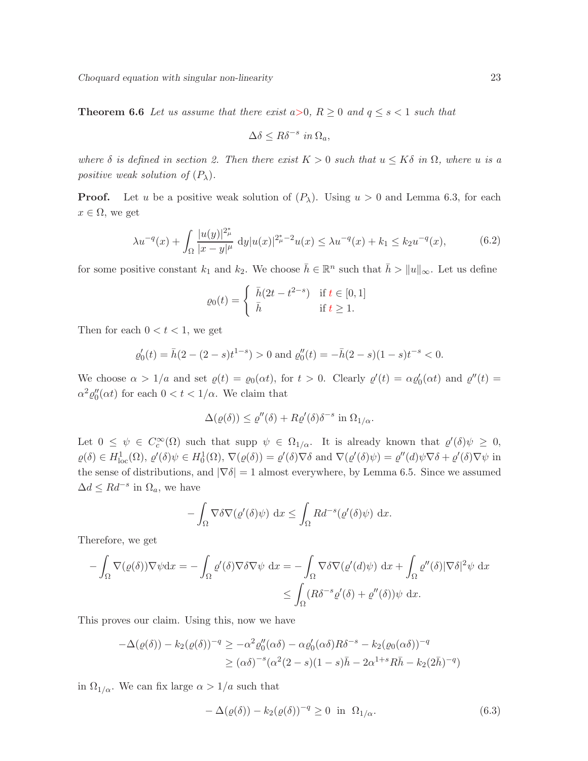**Theorem 6.6** *Let us assume that there exist $a>0$, $R \geq 0$ and $q \leq s < 1$ such that*

$$\Delta\delta \leq R\delta^{-s} \text{ in } \Omega_a,$$

*where $\delta$ is defined in section 2. Then there exist $K > 0$ such that $u \leq K\delta$ in $\Omega$, where $u$ is a positive weak solution of $(P_\lambda)$.*

**Proof.** Let $u$ be a positive weak solution of $(P_\lambda)$. Using $u > 0$ and Lemma 6.3, for each $x \in \Omega$, we get

$$\lambda u^{-q}(x) + \int_\Omega \frac{|u(y)|^{2^*_\mu}}{|x-y|^\mu} \, \mathrm{d}y |u(x)|^{2^*_\mu - 2} u(x) \leq \lambda u^{-q}(x) + k_1 \leq k_2 u^{-q}(x), \tag{6.2}$$

for some positive constant $k_1$ and $k_2$. We choose $\bar{h} \in \mathbb{R}^n$ such that $\bar{h} > \|u\|_\infty$. Let us define

$$\varrho_0(t) = \begin{cases} \bar{h}(2t - t^{2-s}) & \text{if } t \in [0,1] \\ \bar{h} & \text{if } t \geq 1. \end{cases}$$

Then for each $0 < t < 1$, we get

$$\varrho_0'(t) = \bar{h}(2 - (2-s)t^{1-s}) > 0 \text{ and } \varrho_0''(t) = -\bar{h}(2-s)(1-s)t^{-s} < 0.$$

We choose $\alpha > 1/a$ and set $\varrho(t) = \varrho_0(\alpha t)$, for $t > 0$. Clearly $\varrho'(t) = \alpha\varrho_0'(\alpha t)$ and $\varrho''(t) = \alpha^2\varrho_0''(\alpha t)$ for each $0 < t < 1/\alpha$. We claim that

$$\Delta(\varrho(\delta)) \leq \varrho''(\delta) + R\varrho'(\delta)\delta^{-s} \text{ in } \Omega_{1/\alpha}.$$

Let $0 \leq \psi \in C_c^\infty(\Omega)$ such that supp $\psi \in \Omega_{1/\alpha}$. It is already known that $\varrho'(\delta)\psi \geq 0$, $\varrho(\delta) \in H^1_{\text{loc}}(\Omega)$, $\varrho'(\delta)\psi \in H^1_0(\Omega)$, $\nabla(\varrho(\delta)) = \varrho'(\delta)\nabla\delta$ and $\nabla(\varrho'(\delta)\psi) = \varrho''(d)\psi\nabla\delta + \varrho'(\delta)\nabla\psi$ in the sense of distributions, and $|\nabla\delta| = 1$ almost everywhere, by Lemma 6.5. Since we assumed $\Delta d \leq Rd^{-s}$ in $\Omega_a$, we have

$$-\int_\Omega \nabla\delta\nabla(\varrho'(\delta)\psi) \, \mathrm{d}x \leq \int_\Omega Rd^{-s}(\varrho'(\delta)\psi) \, \mathrm{d}x.$$

Therefore, we get

$$\begin{aligned} -\int_\Omega \nabla(\varrho(\delta))\nabla\psi \mathrm{d}x = -\int_\Omega \varrho'(\delta)\nabla\delta\nabla\psi \, \mathrm{d}x &= -\int_\Omega \nabla\delta\nabla(\varrho'(d)\psi) \, \mathrm{d}x + \int_\Omega \varrho''(\delta)|\nabla\delta|^2\psi \, \mathrm{d}x \\ &\leq \int_\Omega (R\delta^{-s}\varrho'(\delta) + \varrho''(\delta))\psi \, \mathrm{d}x. \end{aligned}$$

This proves our claim. Using this, now we have

$$\begin{aligned} -\Delta(\varrho(\delta)) - k_2(\varrho(\delta))^{-q} &\geq -\alpha^2\varrho_0''(\alpha\delta) - \alpha\varrho_0'(\alpha\delta)R\delta^{-s} - k_2(\varrho_0(\alpha\delta))^{-q} \\ &\geq (\alpha\delta)^{-s}(\alpha^2(2-s)(1-s)\bar{h} - 2\alpha^{1+s}R\bar{h} - k_2(2\bar{h})^{-q}) \end{aligned}$$

in $\Omega_{1/\alpha}$. We can fix large $\alpha > 1/a$ such that

$$-\Delta(\varrho(\delta)) - k_2(\varrho(\delta))^{-q} \geq 0 \text{ in } \Omega_{1/\alpha}. \tag{6.3}$$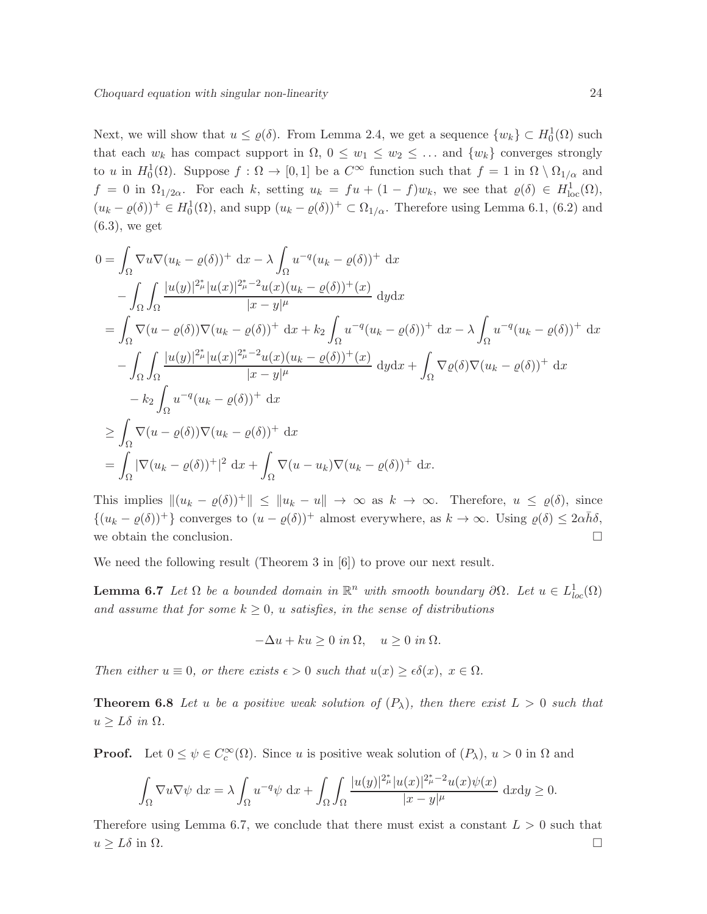Next, we will show that $u \leq \varrho(\delta)$. From Lemma 2.4, we get a sequence $\{w_k\} \subset H_0^1(\Omega)$ such that each $w_k$ has compact support in $\Omega$, $0 \leq w_1 \leq w_2 \leq \ldots$ and $\{w_k\}$ converges strongly to $u$ in $H_0^1(\Omega)$. Suppose $f : \Omega \to [0,1]$ be a $C^\infty$ function such that $f = 1$ in $\Omega \setminus \Omega_{1/\alpha}$ and $f = 0$ in $\Omega_{1/2\alpha}$. For each $k$, setting $u_k = fu + (1-f)w_k$, we see that $\varrho(\delta) \in H^1_{\text{loc}}(\Omega)$, $(u_k - \varrho(\delta))^+ \in H_0^1(\Omega)$, and supp $(u_k - \varrho(\delta))^+ \subset \Omega_{1/\alpha}$. Therefore using Lemma 6.1, (6.2) and (6.3), we get

$$
\begin{aligned}
0 &= \int_\Omega \nabla u \nabla (u_k - \varrho(\delta))^+ \, \mathrm{d}x - \lambda \int_\Omega u^{-q}(u_k - \varrho(\delta))^+ \, \mathrm{d}x \\
&\quad - \int_\Omega \int_\Omega \frac{|u(y)|^{2^*_\mu}|u(x)|^{2^*_\mu - 2}u(x)(u_k - \varrho(\delta))^+(x)}{|x-y|^\mu} \, \mathrm{d}y\mathrm{d}x \\
&= \int_\Omega \nabla (u - \varrho(\delta)) \nabla (u_k - \varrho(\delta))^+ \, \mathrm{d}x + k_2 \int_\Omega u^{-q}(u_k - \varrho(\delta))^+ \, \mathrm{d}x - \lambda \int_\Omega u^{-q}(u_k - \varrho(\delta))^+ \, \mathrm{d}x \\
&\quad - \int_\Omega \int_\Omega \frac{|u(y)|^{2^*_\mu}|u(x)|^{2^*_\mu - 2}u(x)(u_k - \varrho(\delta))^+(x)}{|x-y|^\mu} \, \mathrm{d}y\mathrm{d}x + \int_\Omega \nabla \varrho(\delta) \nabla (u_k - \varrho(\delta))^+ \, \mathrm{d}x \\
&\quad - k_2 \int_\Omega u^{-q}(u_k - \varrho(\delta))^+ \, \mathrm{d}x \\
&\geq \int_\Omega \nabla (u - \varrho(\delta)) \nabla (u_k - \varrho(\delta))^+ \, \mathrm{d}x \\
&= \int_\Omega |\nabla (u_k - \varrho(\delta))^+|^2 \, \mathrm{d}x + \int_\Omega \nabla (u - u_k) \nabla (u_k - \varrho(\delta))^+ \, \mathrm{d}x.
\end{aligned}
$$

This implies $\|(u_k - \varrho(\delta))^+\| \leq \|u_k - u\| \to \infty$ as $k \to \infty$. Therefore, $u \leq \varrho(\delta)$, since $\{(u_k - \varrho(\delta))^+\}$ converges to $(u - \varrho(\delta))^+$ almost everywhere, as $k \to \infty$. Using $\varrho(\delta) \leq 2\alpha\bar{h}\delta$, we obtain the conclusion. $\square$

We need the following result (Theorem 3 in [6]) to prove our next result.

**Lemma 6.7** *Let $\Omega$ be a bounded domain in $\mathbb{R}^n$ with smooth boundary $\partial\Omega$. Let $u \in L^1_{loc}(\Omega)$ and assume that for some $k \geq 0$, $u$ satisfies, in the sense of distributions*

$$
-\Delta u + ku \geq 0 \text{ in } \Omega, \quad u \geq 0 \text{ in } \Omega.
$$

*Then either $u \equiv 0$, or there exists $\epsilon > 0$ such that $u(x) \geq \epsilon\delta(x)$, $x \in \Omega$.*

**Theorem 6.8** *Let $u$ be a positive weak solution of $(P_\lambda)$, then there exist $L > 0$ such that $u \geq L\delta$ in $\Omega$.*

**Proof.** Let $0 \leq \psi \in C_c^\infty(\Omega)$. Since $u$ is positive weak solution of $(P_\lambda)$, $u > 0$ in $\Omega$ and

$$
\int_\Omega \nabla u \nabla \psi \, \mathrm{d}x = \lambda \int_\Omega u^{-q}\psi \, \mathrm{d}x + \int_\Omega \int_\Omega \frac{|u(y)|^{2^*_\mu}|u(x)|^{2^*_\mu - 2}u(x)\psi(x)}{|x-y|^\mu} \, \mathrm{d}x\mathrm{d}y \geq 0.
$$

Therefore using Lemma 6.7, we conclude that there must exist a constant $L > 0$ such that $u \geq L\delta$ in $\Omega$. $\square$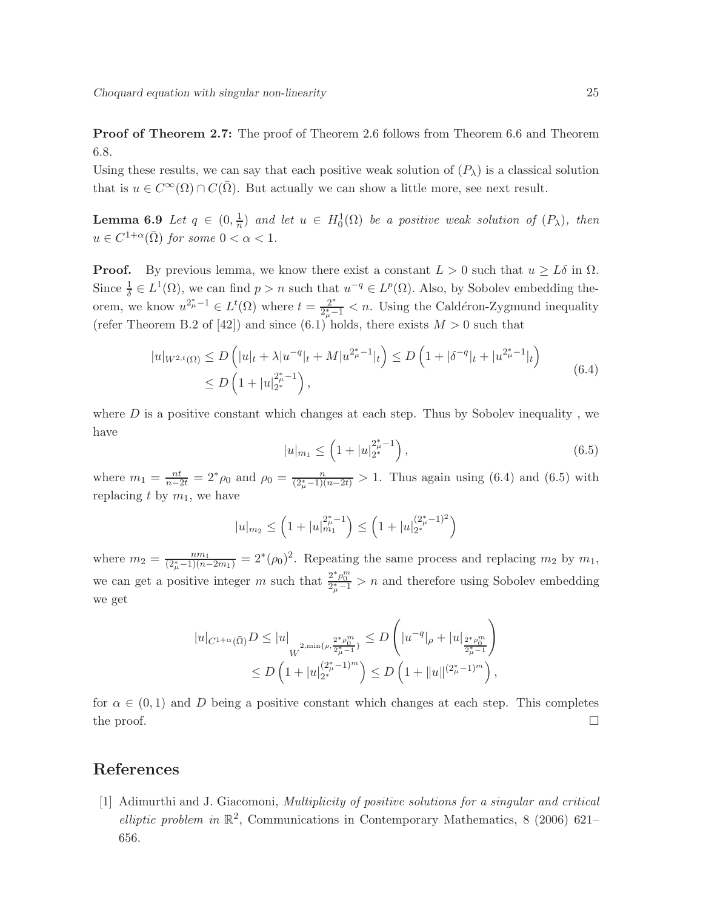**Proof of Theorem 2.7:** The proof of Theorem 2.6 follows from Theorem 6.6 and Theorem 6.8.
Using these results, we can say that each positive weak solution of $(P_\lambda)$ is a classical solution that is $u \in C^\infty(\Omega) \cap C(\bar{\Omega})$. But actually we can show a little more, see next result.

**Lemma 6.9** *Let $q \in (0, \frac{1}{n})$ and let $u \in H_0^1(\Omega)$ be a positive weak solution of $(P_\lambda)$, then $u \in C^{1+\alpha}(\bar{\Omega})$ for some $0 < \alpha < 1$.*

**Proof.** By previous lemma, we know there exist a constant $L > 0$ such that $u \geq L\delta$ in $\Omega$. Since $\frac{1}{\delta} \in L^1(\Omega)$, we can find $p > n$ such that $u^{-q} \in L^p(\Omega)$. Also, by Sobolev embedding theorem, we know $u^{2^*_\mu - 1} \in L^t(\Omega)$ where $t = \frac{2^*}{2^*_\mu - 1} < n$. Using the Caldéron-Zygmund inequality (refer Theorem B.2 of [42]) and since (6.1) holds, there exists $M > 0$ such that

$$
\begin{aligned}
|u|_{W^{2,t}(\Omega)} &\leq D\left(|u|_t + \lambda |u^{-q}|_t + M|u^{2^*_\mu - 1}|_t\right) \leq D\left(1 + |\delta^{-q}|_t + |u^{2^*_\mu - 1}|_t\right) \\
&\leq D\left(1 + |u|_{2^*}^{2^*_\mu - 1}\right),
\end{aligned}
\tag{6.4}
$$

where $D$ is a positive constant which changes at each step. Thus by Sobolev inequality , we have

$$
|u|_{m_1} \leq \left(1 + |u|_{2^*}^{2^*_\mu - 1}\right), \tag{6.5}
$$

where $m_1 = \frac{nt}{n-2t} = 2^* \rho_0$ and $\rho_0 = \frac{n}{(2^*_\mu - 1)(n-2t)} > 1$. Thus again using (6.4) and (6.5) with replacing $t$ by $m_1$, we have

$$
|u|_{m_2} \leq \left(1 + |u|_{m_1}^{2^*_\mu - 1}\right) \leq \left(1 + |u|_{2^*}^{(2^*_\mu - 1)^2}\right)
$$

where $m_2 = \frac{nm_1}{(2^*_\mu - 1)(n-2m_1)} = 2^*(\rho_0)^2$. Repeating the same process and replacing $m_2$ by $m_1$, we can get a positive integer $m$ such that $\frac{2^* \rho_0^m}{2^*_\mu - 1} > n$ and therefore using Sobolev embedding we get

$$
\begin{aligned}
|u|_{C^{1+\alpha}(\bar{\Omega})} D \leq |u|_{W^{2, \min\{\rho, \frac{2^* \rho_0^m}{2^*_\mu - 1}\}}} &\leq D\left(|u^{-q}|_\rho + |u|_{\frac{2^* \rho_0^m}{2^*_\mu - 1}}\right) \\
&\leq D\left(1 + |u|_{2^*}^{(2^*_\mu - 1)^m}\right) \leq D\left(1 + \|u\|^{(2^*_\mu - 1)^m}\right),
\end{aligned}
$$

for $\alpha \in (0, 1)$ and $D$ being a positive constant which changes at each step. This completes the proof. $\square$

## References

[1] Adimurthi and J. Giacomoni, *Multiplicity of positive solutions for a singular and critical elliptic problem in* $\mathbb{R}^2$, Communications in Contemporary Mathematics, 8 (2006) 621–656.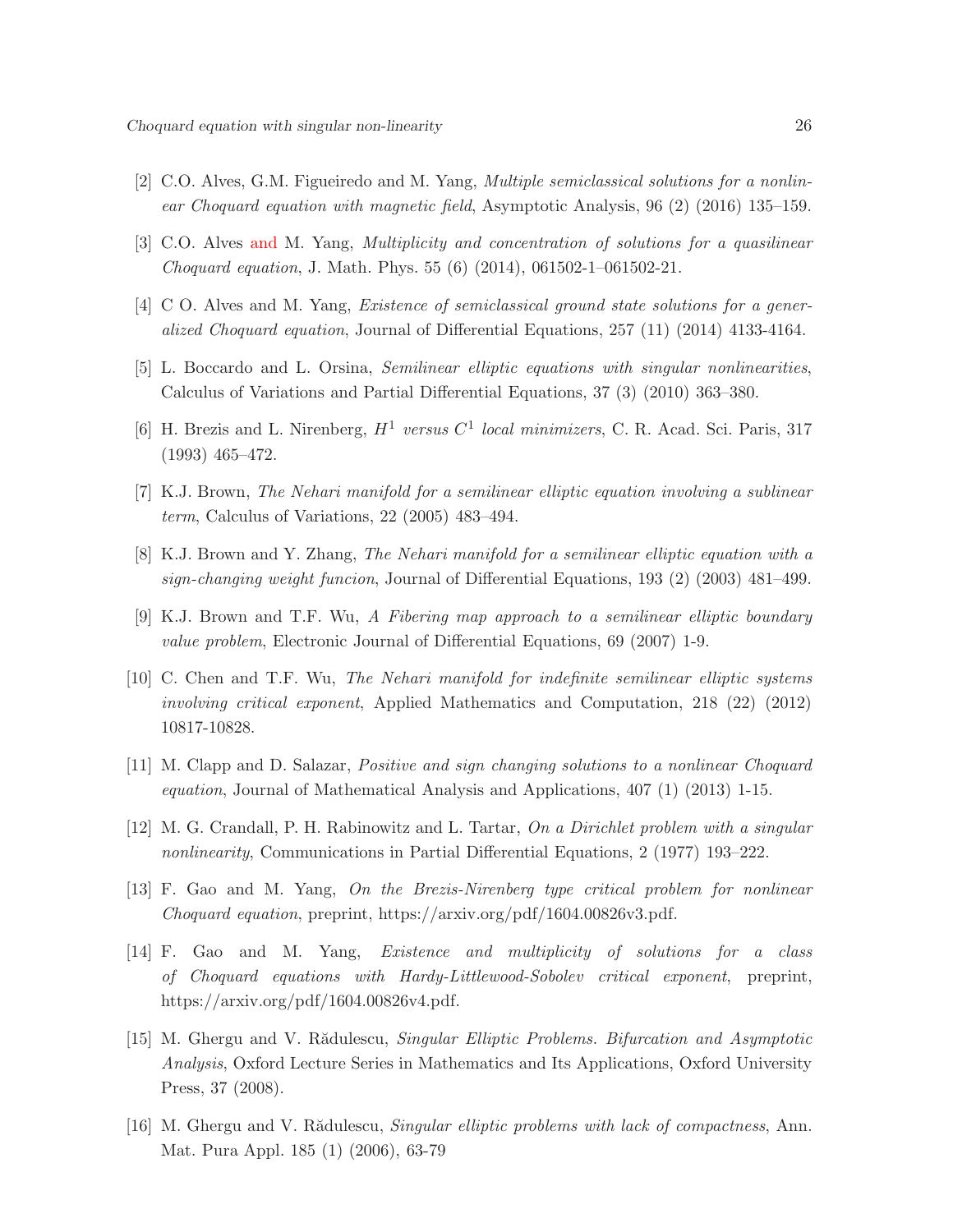[2] C.O. Alves, G.M. Figueiredo and M. Yang, *Multiple semiclassical solutions for a nonlinear Choquard equation with magnetic field*, Asymptotic Analysis, 96 (2) (2016) 135–159.

[3] C.O. Alves and M. Yang, *Multiplicity and concentration of solutions for a quasilinear Choquard equation*, J. Math. Phys. 55 (6) (2014), 061502-1–061502-21.

[4] C O. Alves and M. Yang, *Existence of semiclassical ground state solutions for a generalized Choquard equation*, Journal of Differential Equations, 257 (11) (2014) 4133-4164.

[5] L. Boccardo and L. Orsina, *Semilinear elliptic equations with singular nonlinearities*, Calculus of Variations and Partial Differential Equations, 37 (3) (2010) 363–380.

[6] H. Brezis and L. Nirenberg, *$H^1$ versus $C^1$ local minimizers*, C. R. Acad. Sci. Paris, 317 (1993) 465–472.

[7] K.J. Brown, *The Nehari manifold for a semilinear elliptic equation involving a sublinear term*, Calculus of Variations, 22 (2005) 483–494.

[8] K.J. Brown and Y. Zhang, *The Nehari manifold for a semilinear elliptic equation with a sign-changing weight funcion*, Journal of Differential Equations, 193 (2) (2003) 481–499.

[9] K.J. Brown and T.F. Wu, *A Fibering map approach to a semilinear elliptic boundary value problem*, Electronic Journal of Differential Equations, 69 (2007) 1-9.

[10] C. Chen and T.F. Wu, *The Nehari manifold for indefinite semilinear elliptic systems involving critical exponent*, Applied Mathematics and Computation, 218 (22) (2012) 10817-10828.

[11] M. Clapp and D. Salazar, *Positive and sign changing solutions to a nonlinear Choquard equation*, Journal of Mathematical Analysis and Applications, 407 (1) (2013) 1-15.

[12] M. G. Crandall, P. H. Rabinowitz and L. Tartar, *On a Dirichlet problem with a singular nonlinearity*, Communications in Partial Differential Equations, 2 (1977) 193–222.

[13] F. Gao and M. Yang, *On the Brezis-Nirenberg type critical problem for nonlinear Choquard equation*, preprint, https://arxiv.org/pdf/1604.00826v3.pdf.

[14] F. Gao and M. Yang, *Existence and multiplicity of solutions for a class of Choquard equations with Hardy-Littlewood-Sobolev critical exponent*, preprint, https://arxiv.org/pdf/1604.00826v4.pdf.

[15] M. Ghergu and V. Rădulescu, *Singular Elliptic Problems. Bifurcation and Asymptotic Analysis*, Oxford Lecture Series in Mathematics and Its Applications, Oxford University Press, 37 (2008).

[16] M. Ghergu and V. Rădulescu, *Singular elliptic problems with lack of compactness*, Ann. Mat. Pura Appl. 185 (1) (2006), 63-79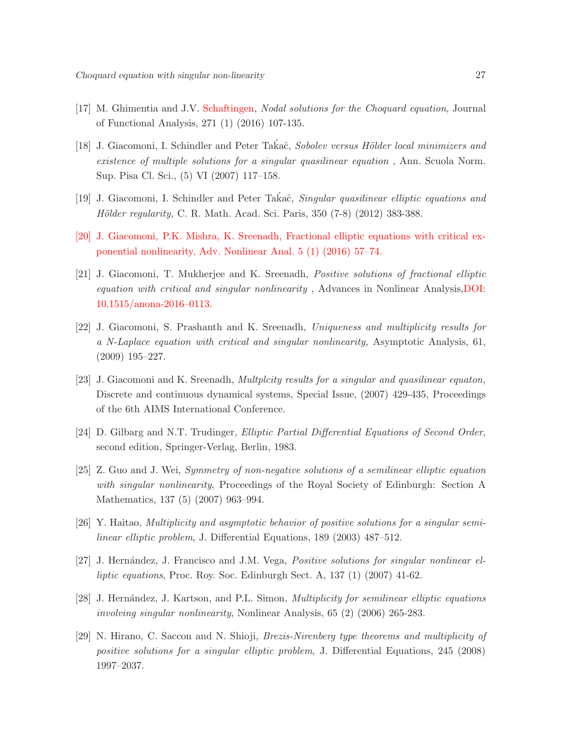[17] M. Ghimentia and J.V. Schaftingen, *Nodal solutions for the Choquard equation*, Journal of Functional Analysis, 271 (1) (2016) 107-135.

[18] J. Giacomoni, I. Schindler and Peter Takáĉ, *Sobolev versus Hölder local minimizers and existence of multiple solutions for a singular quasilinear equation* , Ann. Scuola Norm. Sup. Pisa Cl. Sci., (5) VI (2007) 117–158.

[19] J. Giacomoni, I. Schindler and Peter Takáĉ, *Singular quasilinear elliptic equations and Hölder regularity,* C. R. Math. Acad. Sci. Paris, 350 (7-8) (2012) 383-388.

[20] J. Giacomoni, P.K. Mishra, K. Sreenadh, Fractional elliptic equations with critical exponential nonlinearity, Adv. Nonlinear Anal. 5 (1) (2016) 57–74.

[21] J. Giacomoni, T. Mukherjee and K. Sreenadh, *Positive solutions of fractional elliptic equation with critical and singular nonlinearity* , Advances in Nonlinear Analysis,DOI: 10.1515/anona-2016–0113.

[22] J. Giacomoni, S. Prashanth and K. Sreenadh, *Uniqueness and multiplicity results for a N-Laplace equation with critical and singular nonlinearity,* Asymptotic Analysis, 61, (2009) 195–227.

[23] J. Giacomoni and K. Sreenadh, *Multplcity results for a singular and quasilinear equaton,* Discrete and continuous dynamical systems, Special Issue, (2007) 429-435, Proceedings of the 6th AIMS International Conference.

[24] D. Gilbarg and N.T. Trudinger, *Elliptic Partial Differential Equations of Second Order*, second edition, Springer-Verlag, Berlin, 1983.

[25] Z. Guo and J. Wei, *Symmetry of non-negative solutions of a semilinear elliptic equation with singular nonlinearity*, Proceedings of the Royal Society of Edinburgh: Section A Mathematics, 137 (5) (2007) 963–994.

[26] Y. Haitao, *Multiplicity and asymptotic behavior of positive solutions for a singular semilinear elliptic problem*, J. Differential Equations, 189 (2003) 487–512.

[27] J. Hernández, J. Francisco and J.M. Vega, *Positive solutions for singular nonlinear elliptic equations*, Proc. Roy. Soc. Edinburgh Sect. A, 137 (1) (2007) 41-62.

[28] J. Hernández, J. Kartson, and P.L. Simon, *Multiplicity for semilinear elliptic equations involving singular nonlinearity*, Nonlinear Analysis, 65 (2) (2006) 265-283.

[29] N. Hirano, C. Saccon and N. Shioji, *Brezis-Nirenberg type theorems and multiplicity of positive solutions for a singular elliptic problem*, J. Differential Equations, 245 (2008) 1997–2037.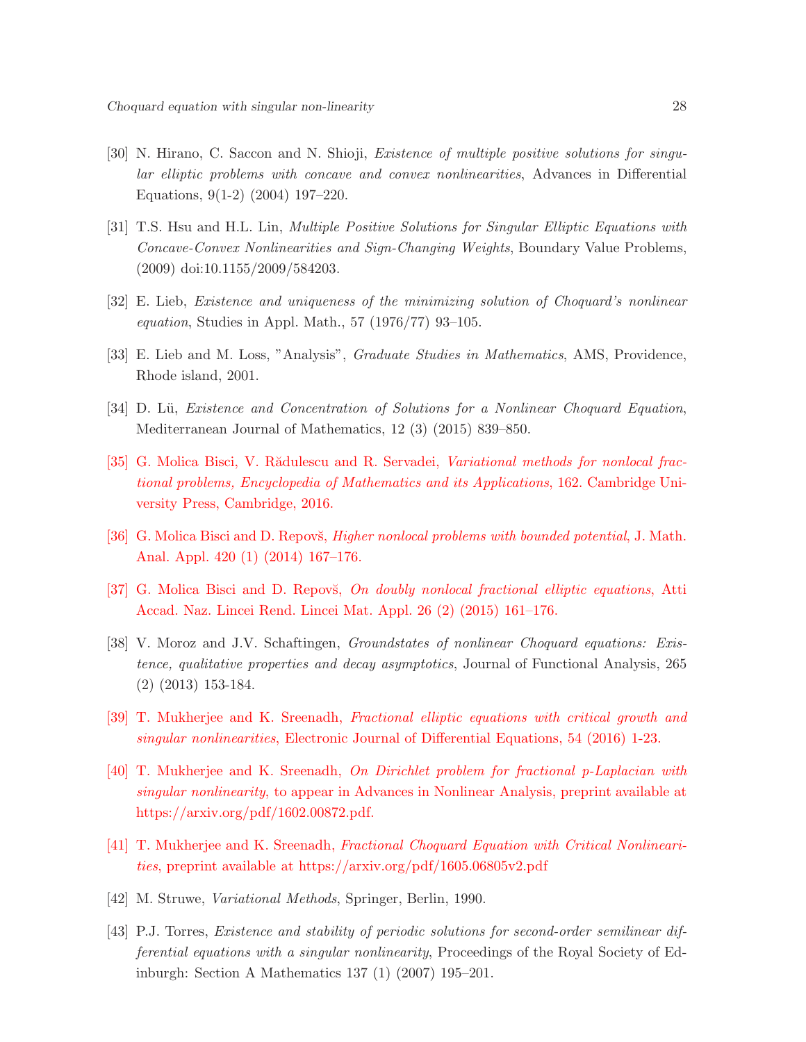[30] N. Hirano, C. Saccon and N. Shioji, *Existence of multiple positive solutions for singular elliptic problems with concave and convex nonlinearities*, Advances in Differential Equations, 9(1-2) (2004) 197–220.

[31] T.S. Hsu and H.L. Lin, *Multiple Positive Solutions for Singular Elliptic Equations with Concave-Convex Nonlinearities and Sign-Changing Weights*, Boundary Value Problems, (2009) doi:10.1155/2009/584203.

[32] E. Lieb, *Existence and uniqueness of the minimizing solution of Choquard's nonlinear equation*, Studies in Appl. Math., 57 (1976/77) 93–105.

[33] E. Lieb and M. Loss, "Analysis", *Graduate Studies in Mathematics*, AMS, Providence, Rhode island, 2001.

[34] D. Lü, *Existence and Concentration of Solutions for a Nonlinear Choquard Equation*, Mediterranean Journal of Mathematics, 12 (3) (2015) 839–850.

[35] G. Molica Bisci, V. Rădulescu and R. Servadei, *Variational methods for nonlocal fractional problems, Encyclopedia of Mathematics and its Applications*, 162. Cambridge University Press, Cambridge, 2016.

[36] G. Molica Bisci and D. Repovš, *Higher nonlocal problems with bounded potential*, J. Math. Anal. Appl. 420 (1) (2014) 167–176.

[37] G. Molica Bisci and D. Repovš, *On doubly nonlocal fractional elliptic equations*, Atti Accad. Naz. Lincei Rend. Lincei Mat. Appl. 26 (2) (2015) 161–176.

[38] V. Moroz and J.V. Schaftingen, *Groundstates of nonlinear Choquard equations: Existence, qualitative properties and decay asymptotics*, Journal of Functional Analysis, 265 (2) (2013) 153-184.

[39] T. Mukherjee and K. Sreenadh, *Fractional elliptic equations with critical growth and singular nonlinearities*, Electronic Journal of Differential Equations, 54 (2016) 1-23.

[40] T. Mukherjee and K. Sreenadh, *On Dirichlet problem for fractional p-Laplacian with singular nonlinearity*, to appear in Advances in Nonlinear Analysis, preprint available at https://arxiv.org/pdf/1602.00872.pdf.

[41] T. Mukherjee and K. Sreenadh, *Fractional Choquard Equation with Critical Nonlinearities*, preprint available at https://arxiv.org/pdf/1605.06805v2.pdf

[42] M. Struwe, *Variational Methods*, Springer, Berlin, 1990.

[43] P.J. Torres, *Existence and stability of periodic solutions for second-order semilinear differential equations with a singular nonlinearity*, Proceedings of the Royal Society of Edinburgh: Section A Mathematics 137 (1) (2007) 195–201.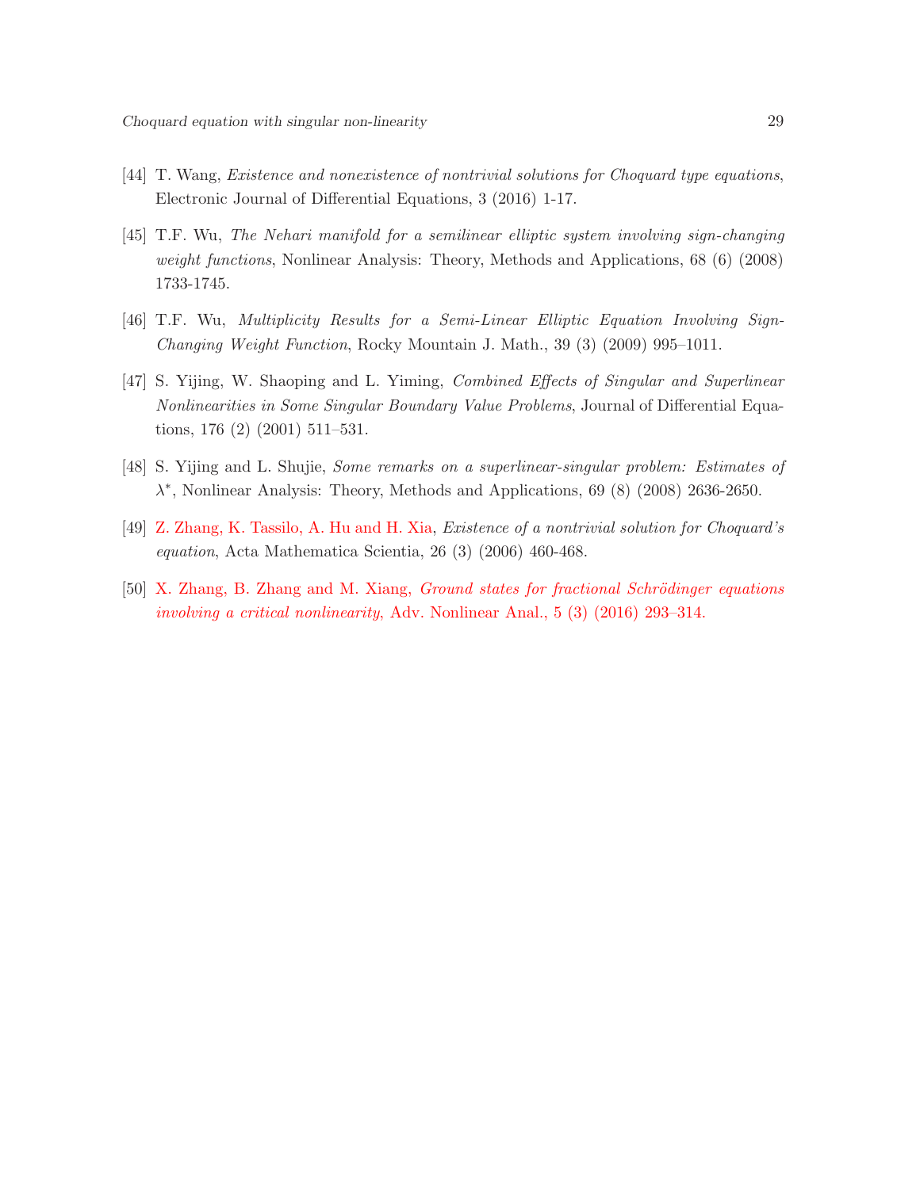[44] T. Wang, *Existence and nonexistence of nontrivial solutions for Choquard type equations*, Electronic Journal of Differential Equations, 3 (2016) 1-17.

[45] T.F. Wu, *The Nehari manifold for a semilinear elliptic system involving sign-changing weight functions*, Nonlinear Analysis: Theory, Methods and Applications, 68 (6) (2008) 1733-1745.

[46] T.F. Wu, *Multiplicity Results for a Semi-Linear Elliptic Equation Involving Sign-Changing Weight Function*, Rocky Mountain J. Math., 39 (3) (2009) 995–1011.

[47] S. Yijing, W. Shaoping and L. Yiming, *Combined Effects of Singular and Superlinear Nonlinearities in Some Singular Boundary Value Problems*, Journal of Differential Equations, 176 (2) (2001) 511–531.

[48] S. Yijing and L. Shujie, *Some remarks on a superlinear-singular problem: Estimates of $\lambda^*$*, Nonlinear Analysis: Theory, Methods and Applications, 69 (8) (2008) 2636-2650.

[49] Z. Zhang, K. Tassilo, A. Hu and H. Xia, *Existence of a nontrivial solution for Choquard's equation*, Acta Mathematica Scientia, 26 (3) (2006) 460-468.

[50] X. Zhang, B. Zhang and M. Xiang, *Ground states for fractional Schrödinger equations involving a critical nonlinearity*, Adv. Nonlinear Anal., 5 (3) (2016) 293–314.